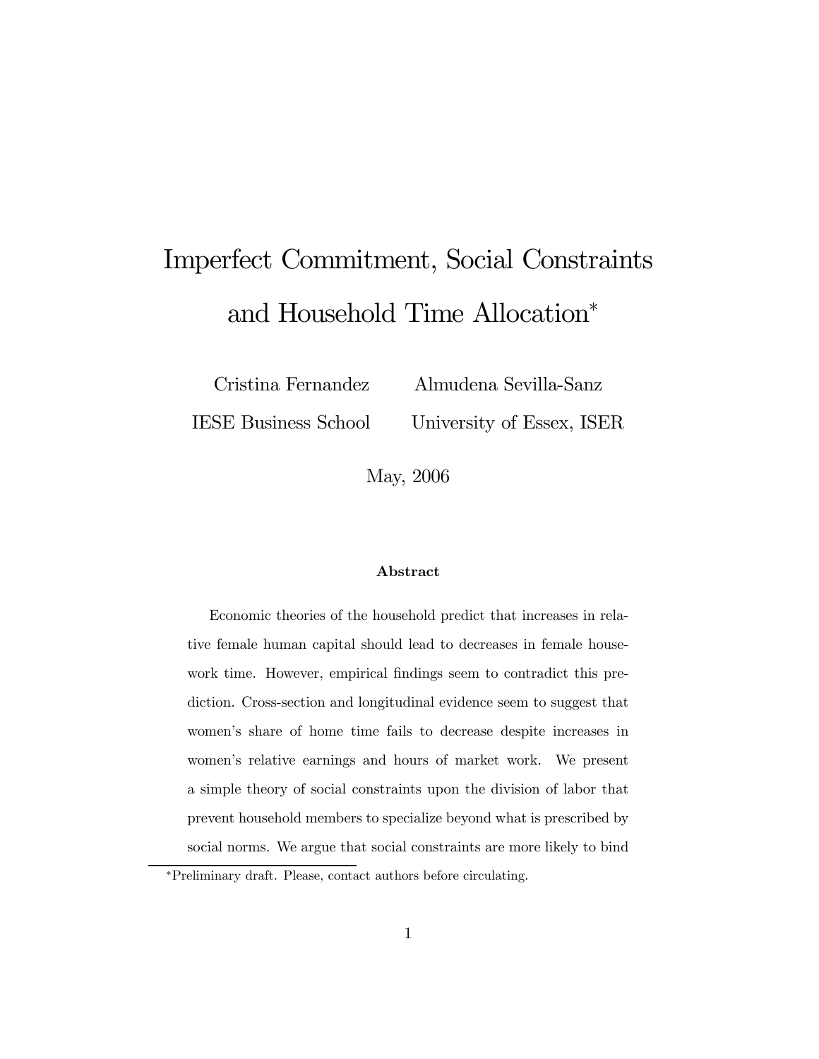# Imperfect Commitment, Social Constraints and Household Time Allocation[*]

Cristina Fernandez
IESE Business School

Almudena Sevilla-Sanz
University of Essex, ISER

May, 2006

### Abstract

Economic theories of the household predict that increases in relative female human capital should lead to decreases in female housework time. However, empirical findings seem to contradict this prediction. Cross-section and longitudinal evidence seem to suggest that women's share of home time fails to decrease despite increases in women's relative earnings and hours of market work. We present a simple theory of social constraints upon the division of labor that prevent household members to specialize beyond what is prescribed by social norms. We argue that social constraints are more likely to bind

[*]Preliminary draft. Please, contact authors before circulating.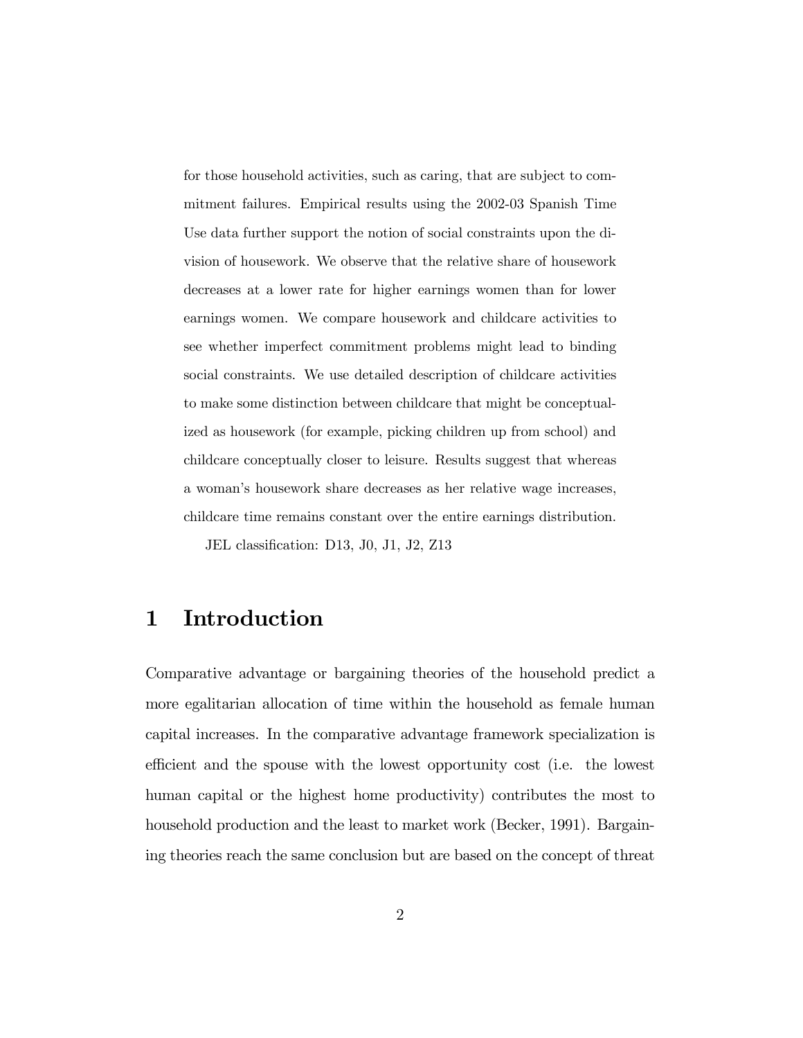for those household activities, such as caring, that are subject to commitment failures. Empirical results using the 2002-03 Spanish Time Use data further support the notion of social constraints upon the division of housework. We observe that the relative share of housework decreases at a lower rate for higher earnings women than for lower earnings women. We compare housework and childcare activities to see whether imperfect commitment problems might lead to binding social constraints. We use detailed description of childcare activities to make some distinction between childcare that might be conceptualized as housework (for example, picking children up from school) and childcare conceptually closer to leisure. Results suggest that whereas a woman's housework share decreases as her relative wage increases, childcare time remains constant over the entire earnings distribution.

JEL classification: D13, J0, J1, J2, Z13

# 1 Introduction

Comparative advantage or bargaining theories of the household predict a more egalitarian allocation of time within the household as female human capital increases. In the comparative advantage framework specialization is efficient and the spouse with the lowest opportunity cost (i.e. the lowest human capital or the highest home productivity) contributes the most to household production and the least to market work (Becker, 1991). Bargaining theories reach the same conclusion but are based on the concept of threat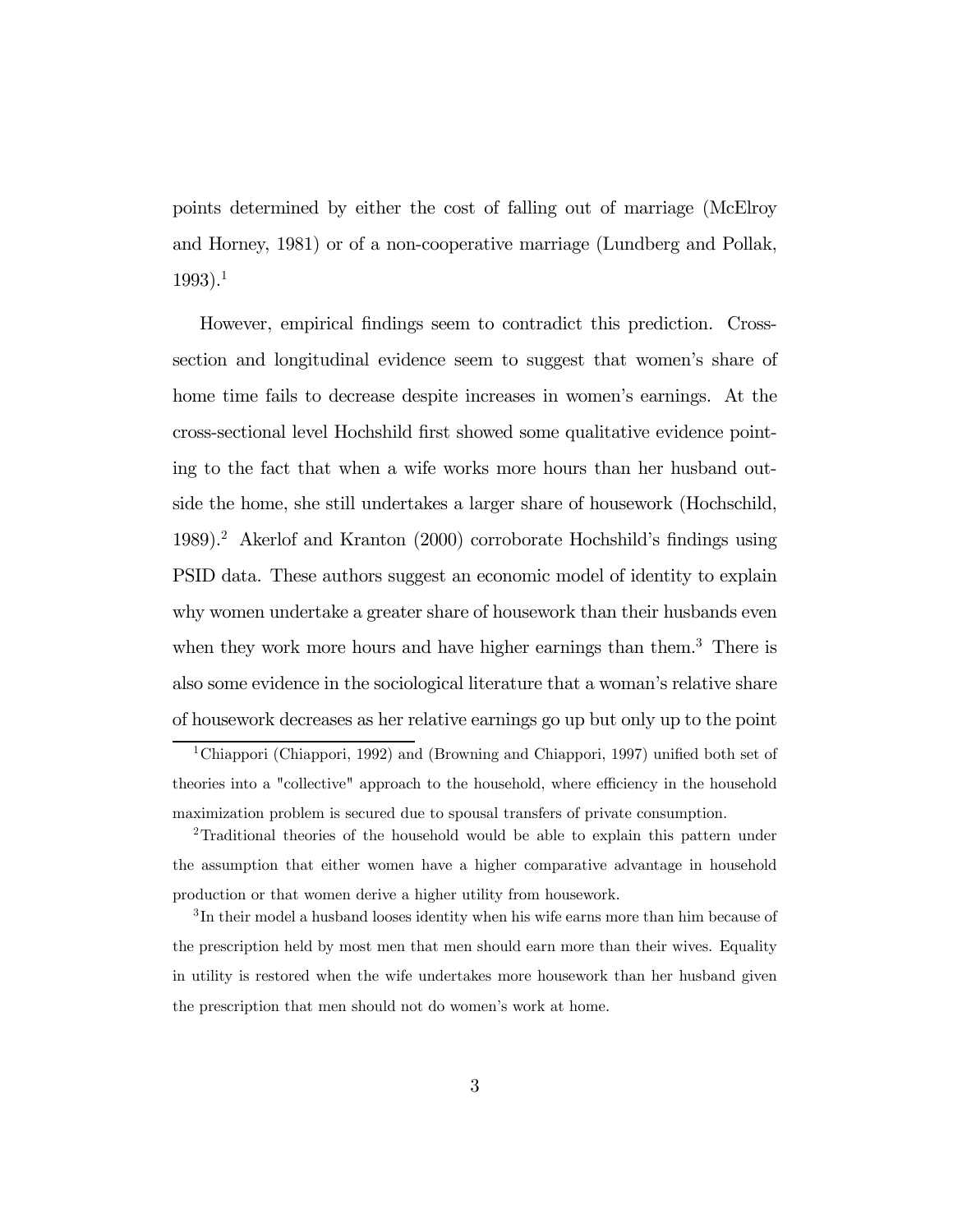points determined by either the cost of falling out of marriage (McElroy and Horney, 1981) or of a non-cooperative marriage (Lundberg and Pollak, 1993).[1]

However, empirical findings seem to contradict this prediction. Cross-section and longitudinal evidence seem to suggest that women's share of home time fails to decrease despite increases in women's earnings. At the cross-sectional level Hochshild first showed some qualitative evidence pointing to the fact that when a wife works more hours than her husband outside the home, she still undertakes a larger share of housework (Hochschild, 1989).[2] Akerlof and Kranton (2000) corroborate Hochshild's findings using PSID data. These authors suggest an economic model of identity to explain why women undertake a greater share of housework than their husbands even when they work more hours and have higher earnings than them.[3] There is also some evidence in the sociological literature that a woman's relative share of housework decreases as her relative earnings go up but only up to the point

[1] Chiappori (Chiappori, 1992) and (Browning and Chiappori, 1997) unified both set of theories into a "collective" approach to the household, where efficiency in the household maximization problem is secured due to spousal transfers of private consumption.

[2] Traditional theories of the household would be able to explain this pattern under the assumption that either women have a higher comparative advantage in household production or that women derive a higher utility from housework.

[3] In their model a husband looses identity when his wife earns more than him because of the prescription held by most men that men should earn more than their wives. Equality in utility is restored when the wife undertakes more housework than her husband given the prescription that men should not do women's work at home.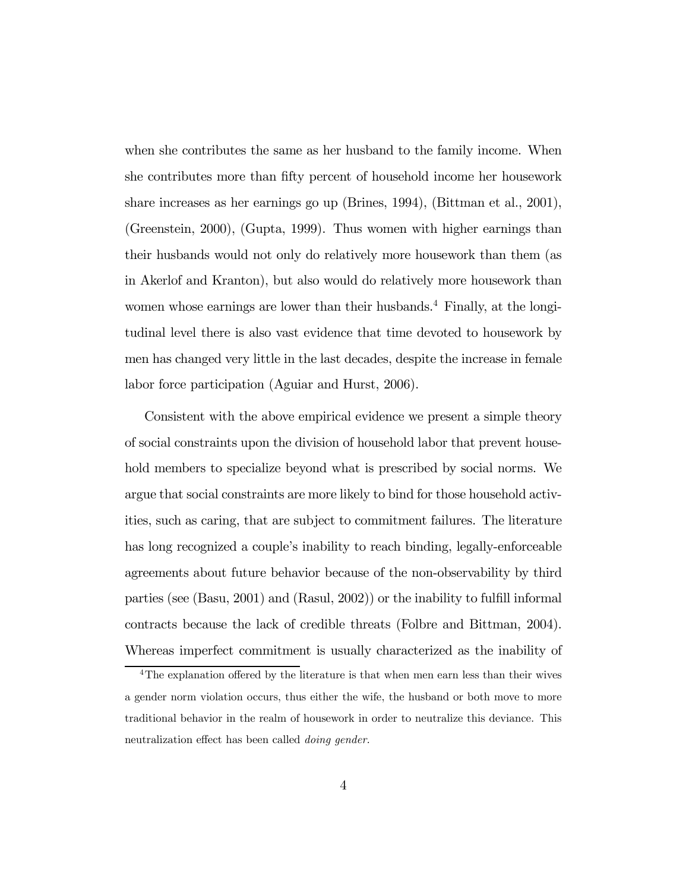when she contributes the same as her husband to the family income. When she contributes more than fifty percent of household income her housework share increases as her earnings go up (Brines, 1994), (Bittman et al., 2001), (Greenstein, 2000), (Gupta, 1999). Thus women with higher earnings than their husbands would not only do relatively more housework than them (as in Akerlof and Kranton), but also would do relatively more housework than women whose earnings are lower than their husbands.[4] Finally, at the longitudinal level there is also vast evidence that time devoted to housework by men has changed very little in the last decades, despite the increase in female labor force participation (Aguiar and Hurst, 2006).

Consistent with the above empirical evidence we present a simple theory of social constraints upon the division of household labor that prevent household members to specialize beyond what is prescribed by social norms. We argue that social constraints are more likely to bind for those household activities, such as caring, that are subject to commitment failures. The literature has long recognized a couple's inability to reach binding, legally-enforceable agreements about future behavior because of the non-observability by third parties (see (Basu, 2001) and (Rasul, 2002)) or the inability to fulfill informal contracts because the lack of credible threats (Folbre and Bittman, 2004). Whereas imperfect commitment is usually characterized as the inability of

[4] The explanation offered by the literature is that when men earn less than their wives a gender norm violation occurs, thus either the wife, the husband or both move to more traditional behavior in the realm of housework in order to neutralize this deviance. This neutralization effect has been called *doing gender*.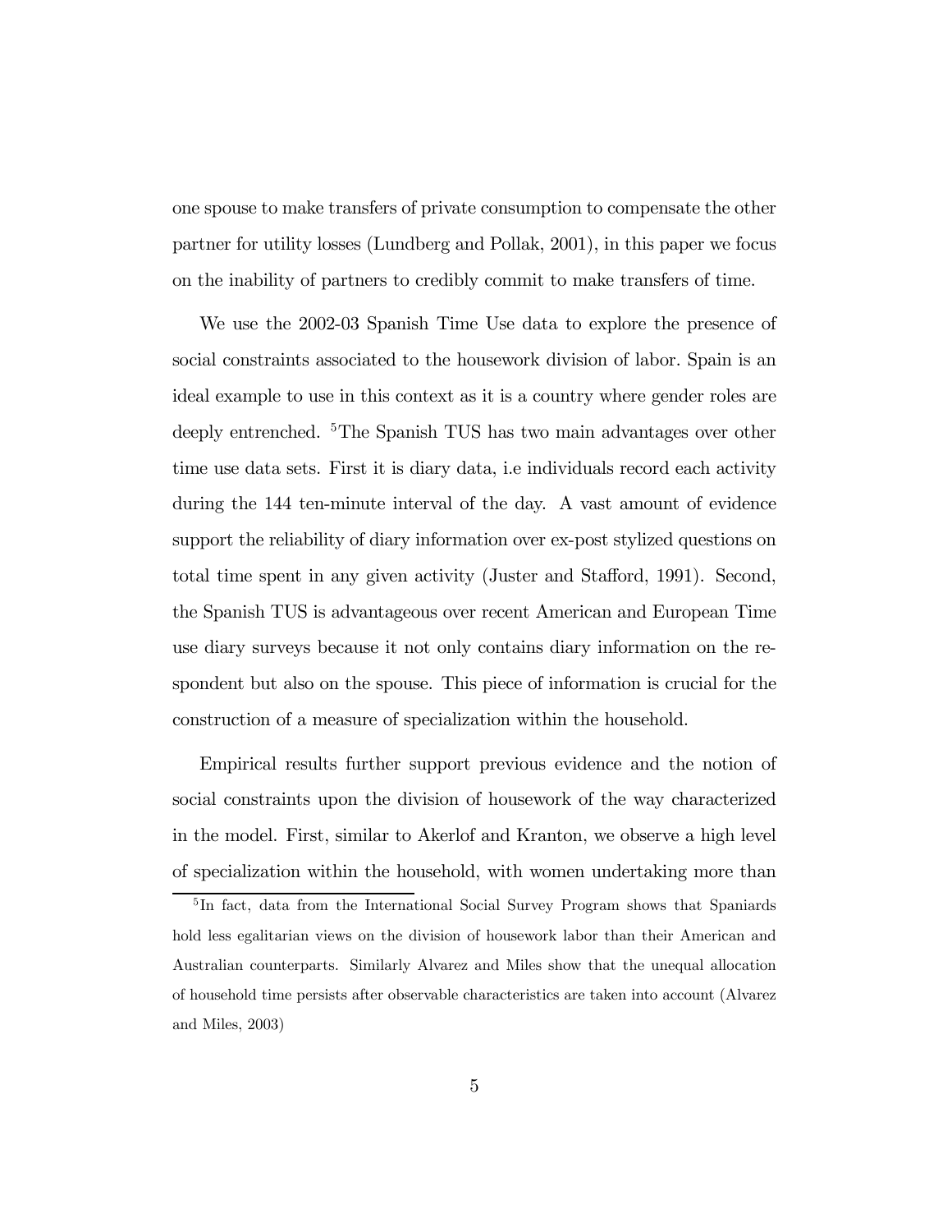one spouse to make transfers of private consumption to compensate the other partner for utility losses (Lundberg and Pollak, 2001), in this paper we focus on the inability of partners to credibly commit to make transfers of time.

We use the 2002-03 Spanish Time Use data to explore the presence of social constraints associated to the housework division of labor. Spain is an ideal example to use in this context as it is a country where gender roles are deeply entrenched. [5]The Spanish TUS has two main advantages over other time use data sets. First it is diary data, i.e individuals record each activity during the 144 ten-minute interval of the day. A vast amount of evidence support the reliability of diary information over ex-post stylized questions on total time spent in any given activity (Juster and Stafford, 1991). Second, the Spanish TUS is advantageous over recent American and European Time use diary surveys because it not only contains diary information on the respondent but also on the spouse. This piece of information is crucial for the construction of a measure of specialization within the household.

Empirical results further support previous evidence and the notion of social constraints upon the division of housework of the way characterized in the model. First, similar to Akerlof and Kranton, we observe a high level of specialization within the household, with women undertaking more than

[5]In fact, data from the International Social Survey Program shows that Spaniards hold less egalitarian views on the division of housework labor than their American and Australian counterparts. Similarly Alvarez and Miles show that the unequal allocation of household time persists after observable characteristics are taken into account (Alvarez and Miles, 2003)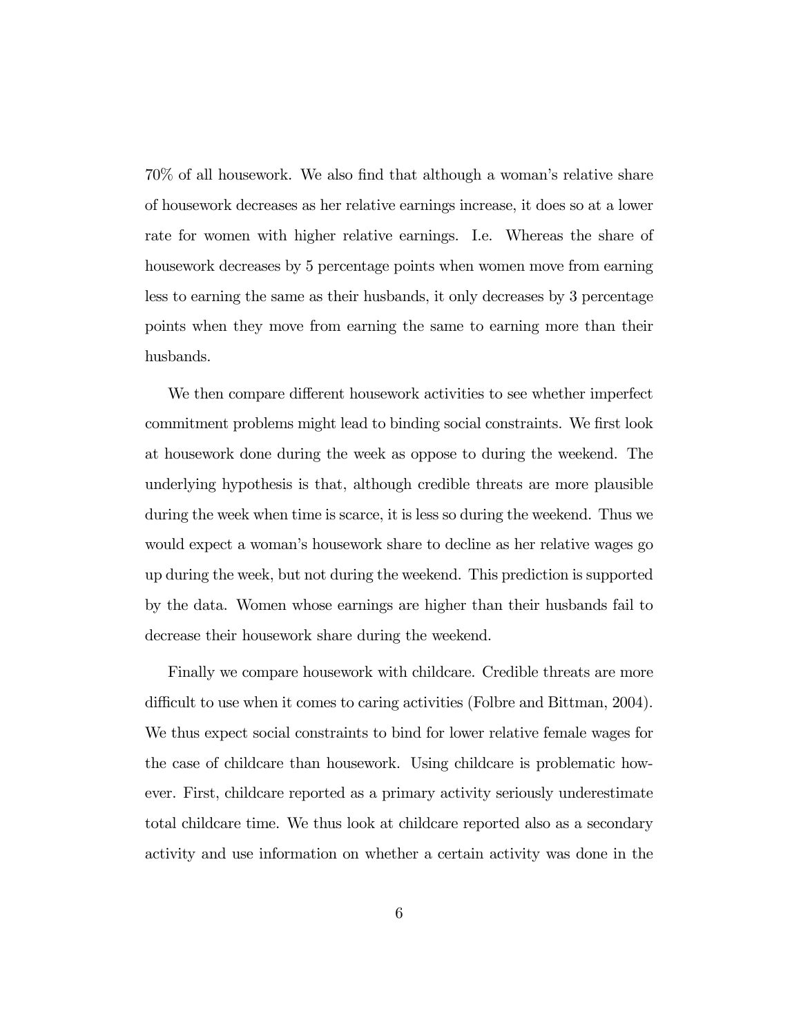70% of all housework. We also find that although a woman's relative share of housework decreases as her relative earnings increase, it does so at a lower rate for women with higher relative earnings. I.e. Whereas the share of housework decreases by 5 percentage points when women move from earning less to earning the same as their husbands, it only decreases by 3 percentage points when they move from earning the same to earning more than their husbands.

We then compare different housework activities to see whether imperfect commitment problems might lead to binding social constraints. We first look at housework done during the week as oppose to during the weekend. The underlying hypothesis is that, although credible threats are more plausible during the week when time is scarce, it is less so during the weekend. Thus we would expect a woman's housework share to decline as her relative wages go up during the week, but not during the weekend. This prediction is supported by the data. Women whose earnings are higher than their husbands fail to decrease their housework share during the weekend.

Finally we compare housework with childcare. Credible threats are more difficult to use when it comes to caring activities (Folbre and Bittman, 2004). We thus expect social constraints to bind for lower relative female wages for the case of childcare than housework. Using childcare is problematic however. First, childcare reported as a primary activity seriously underestimate total childcare time. We thus look at childcare reported also as a secondary activity and use information on whether a certain activity was done in the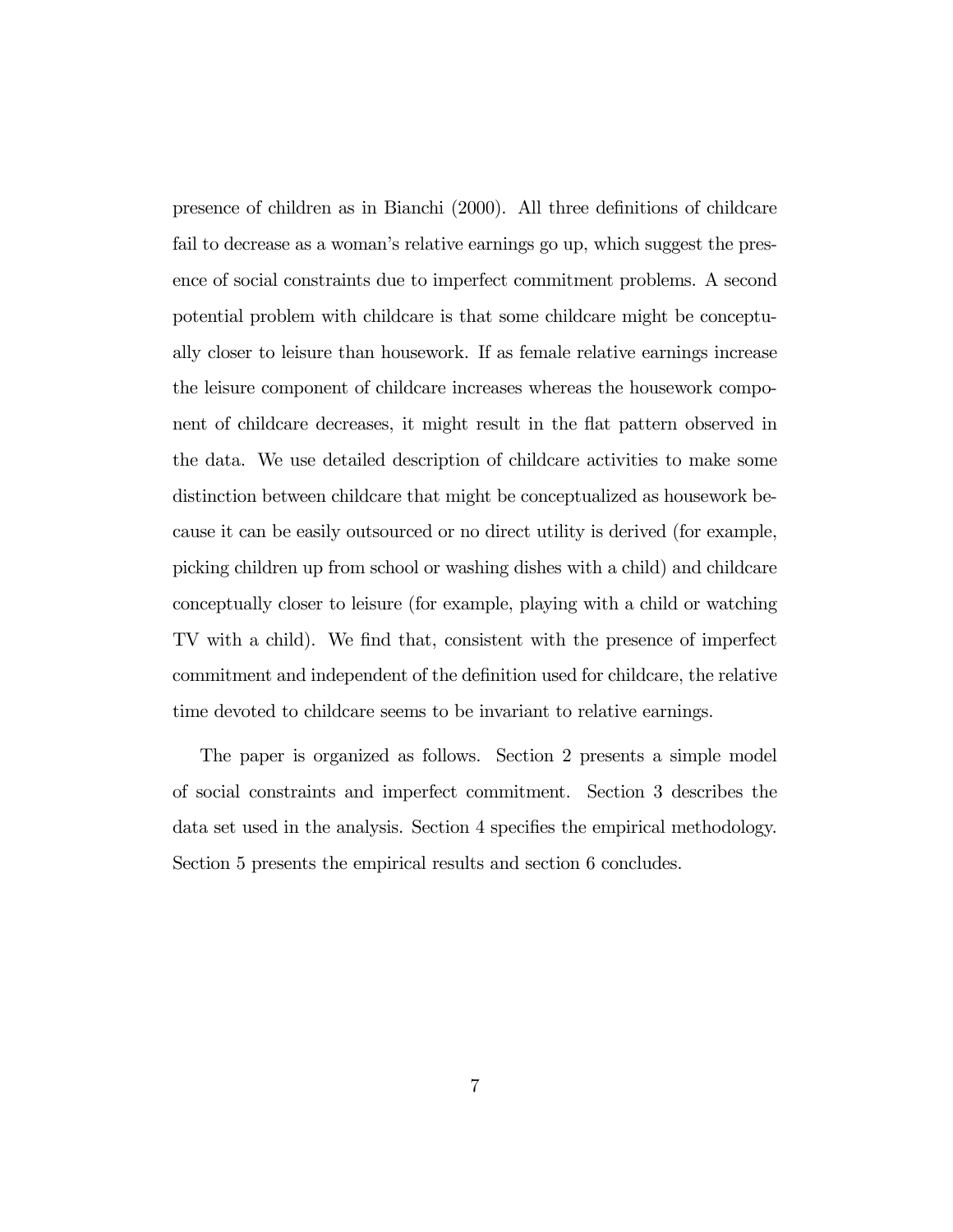presence of children as in Bianchi (2000). All three definitions of childcare fail to decrease as a woman's relative earnings go up, which suggest the presence of social constraints due to imperfect commitment problems. A second potential problem with childcare is that some childcare might be conceptually closer to leisure than housework. If as female relative earnings increase the leisure component of childcare increases whereas the housework component of childcare decreases, it might result in the flat pattern observed in the data. We use detailed description of childcare activities to make some distinction between childcare that might be conceptualized as housework because it can be easily outsourced or no direct utility is derived (for example, picking children up from school or washing dishes with a child) and childcare conceptually closer to leisure (for example, playing with a child or watching TV with a child). We find that, consistent with the presence of imperfect commitment and independent of the definition used for childcare, the relative time devoted to childcare seems to be invariant to relative earnings.

The paper is organized as follows. Section 2 presents a simple model of social constraints and imperfect commitment. Section 3 describes the data set used in the analysis. Section 4 specifies the empirical methodology. Section 5 presents the empirical results and section 6 concludes.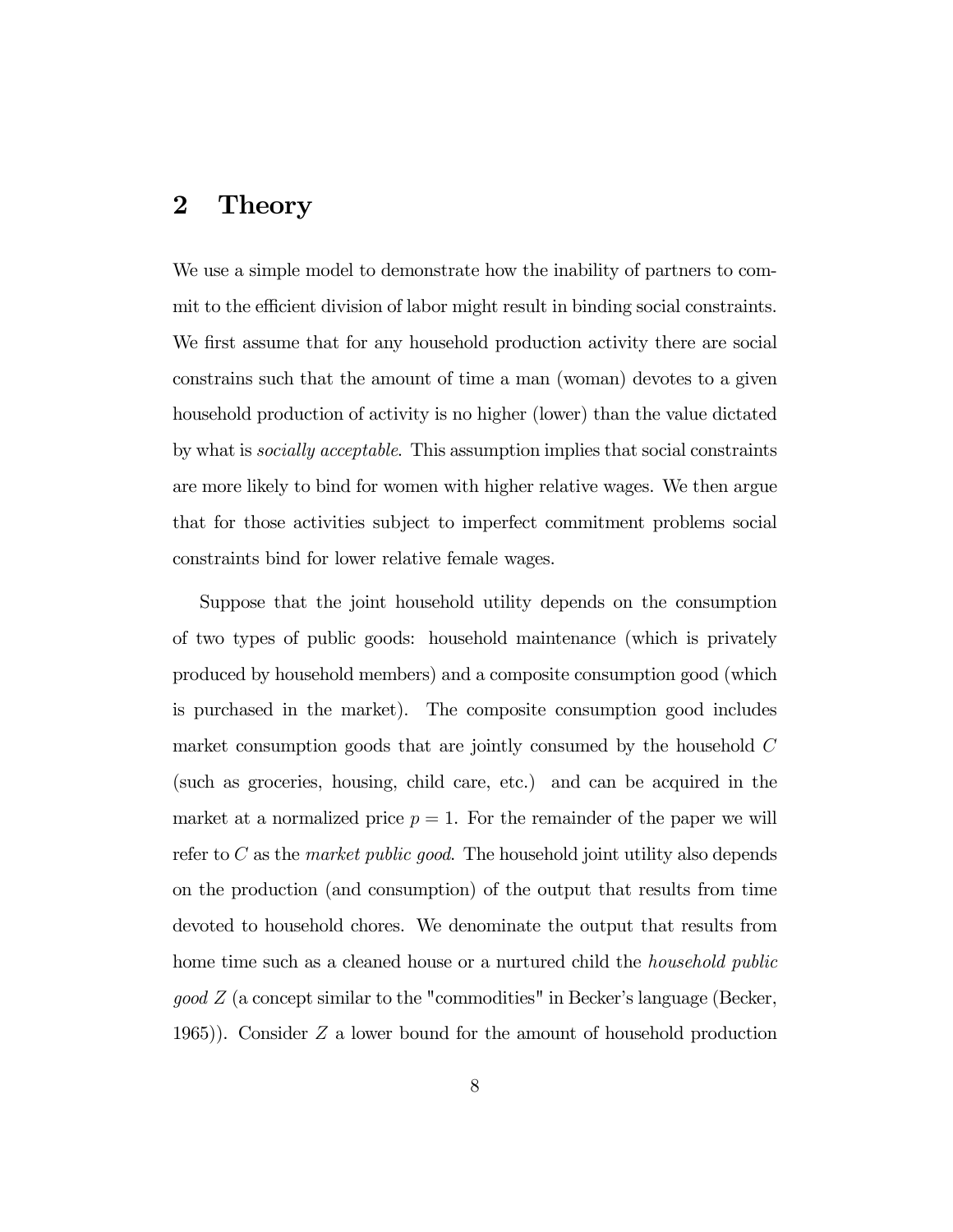## 2 Theory

We use a simple model to demonstrate how the inability of partners to commit to the efficient division of labor might result in binding social constraints. We first assume that for any household production activity there are social constrains such that the amount of time a man (woman) devotes to a given household production of activity is no higher (lower) than the value dictated by what is *socially acceptable*. This assumption implies that social constraints are more likely to bind for women with higher relative wages. We then argue that for those activities subject to imperfect commitment problems social constraints bind for lower relative female wages.

Suppose that the joint household utility depends on the consumption of two types of public goods: household maintenance (which is privately produced by household members) and a composite consumption good (which is purchased in the market). The composite consumption good includes market consumption goods that are jointly consumed by the household $C$ (such as groceries, housing, child care, etc.) and can be acquired in the market at a normalized price $p = 1$. For the remainder of the paper we will refer to $C$ as the *market public good*. The household joint utility also depends on the production (and consumption) of the output that results from time devoted to household chores. We denominate the output that results from home time such as a cleaned house or a nurtured child the *household public good* $Z$ (a concept similar to the "commodities" in Becker's language (Becker, 1965)). Consider $Z$ a lower bound for the amount of household production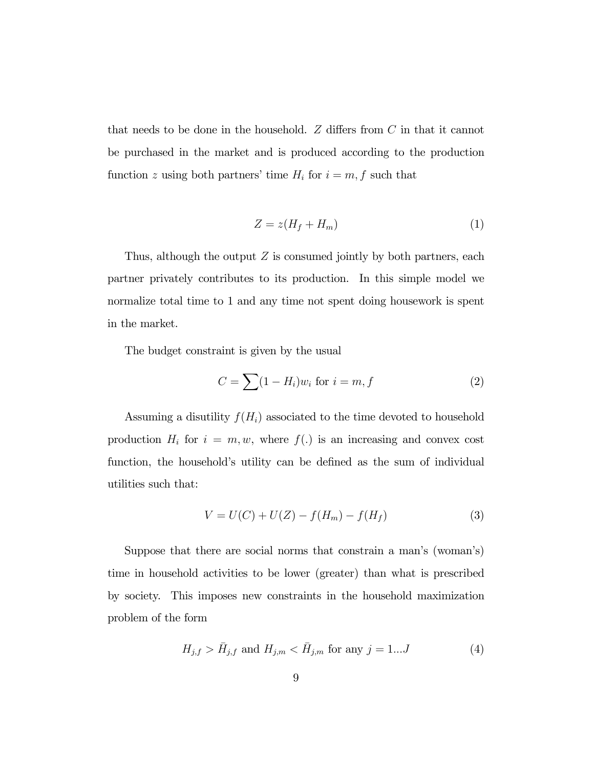that needs to be done in the household. $Z$ differs from $C$ in that it cannot be purchased in the market and is produced according to the production function $z$ using both partners' time $H_i$ for $i = m, f$ such that

$$Z = z(H_f + H_m) \tag{1}$$

Thus, although the output $Z$ is consumed jointly by both partners, each partner privately contributes to its production. In this simple model we normalize total time to 1 and any time not spent doing housework is spent in the market.

The budget constraint is given by the usual

$$C = \sum (1 - H_i) w_i \text{ for } i = m, f \tag{2}$$

Assuming a disutility $f(H_i)$ associated to the time devoted to household production $H_i$ for $i = m, w$, where $f(.)$ is an increasing and convex cost function, the household's utility can be defined as the sum of individual utilities such that:

$$V = U(C) + U(Z) - f(H_m) - f(H_f) \tag{3}$$

Suppose that there are social norms that constrain a man's (woman's) time in household activities to be lower (greater) than what is prescribed by society. This imposes new constraints in the household maximization problem of the form

$$H_{j,f} > \bar{H}_{j,f} \text{ and } H_{j,m} < \bar{H}_{j,m} \text{ for any } j = 1...J \tag{4}$$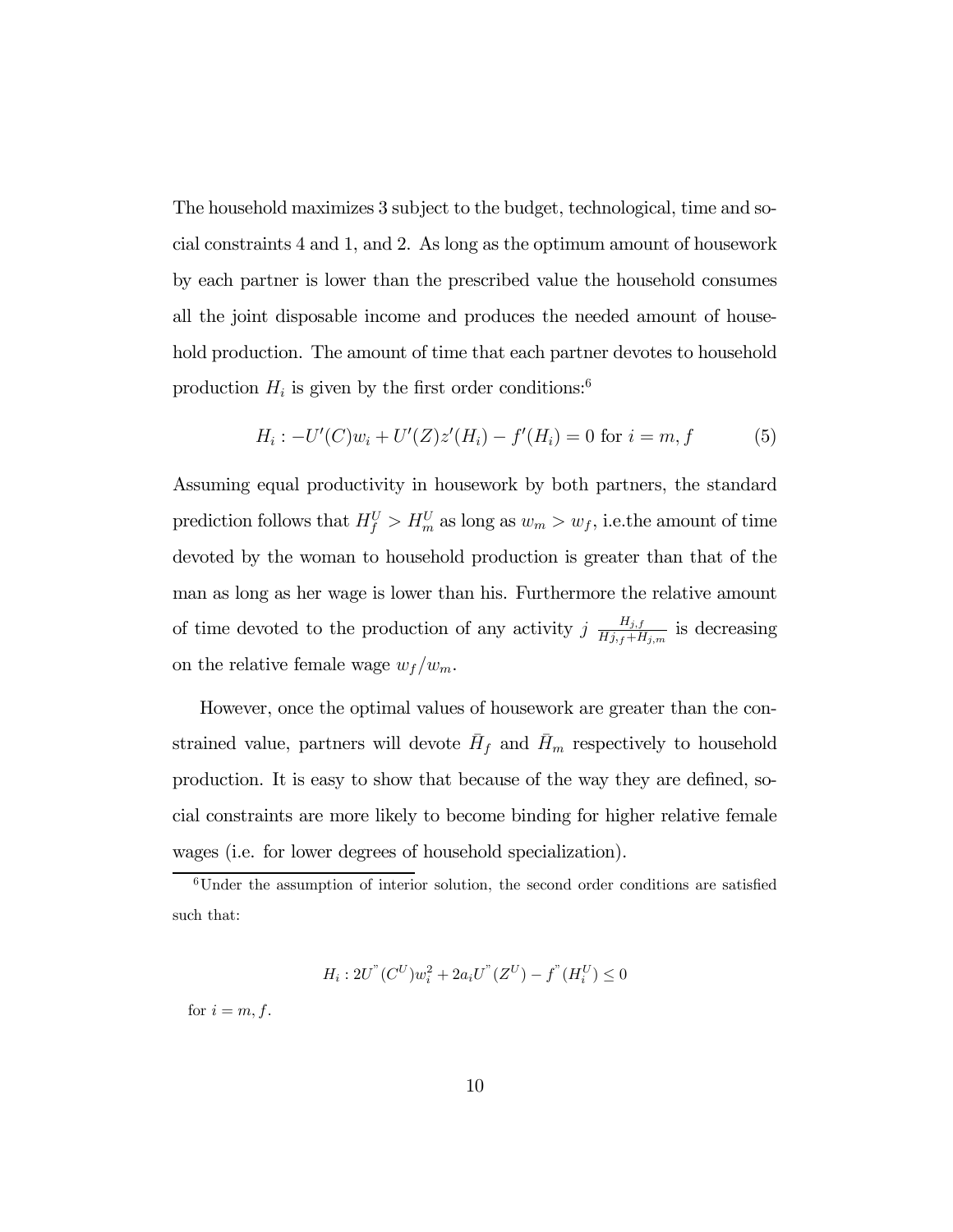The household maximizes 3 subject to the budget, technological, time and social constraints 4 and 1, and 2. As long as the optimum amount of housework by each partner is lower than the prescribed value the household consumes all the joint disposable income and produces the needed amount of household production. The amount of time that each partner devotes to household production $H_i$ is given by the first order conditions:[6]

$$H_i : -U'(C)w_i + U'(Z)z'(H_i) - f'(H_i) = 0 \text{ for } i = m, f \tag{5}$$

Assuming equal productivity in housework by both partners, the standard prediction follows that $H_f^U > H_m^U$ as long as $w_m > w_f$, i.e.the amount of time devoted by the woman to household production is greater than that of the man as long as her wage is lower than his. Furthermore the relative amount of time devoted to the production of any activity $j$ $\frac{H_{j,f}}{Hj_{,f}+H_{j,m}}$ is decreasing on the relative female wage $w_f/w_m$.

However, once the optimal values of housework are greater than the constrained value, partners will devote $\bar{H}_f$ and $\bar{H}_m$ respectively to household production. It is easy to show that because of the way they are defined, social constraints are more likely to become binding for higher relative female wages (i.e. for lower degrees of household specialization).

[6] Under the assumption of interior solution, the second order conditions are satisfied such that:

$$H_i : 2U^{"}(C^U)w_i^2 + 2a_iU^{"}(Z^U) - f^{"}(H_i^U) \leq 0$$

for $i = m, f$.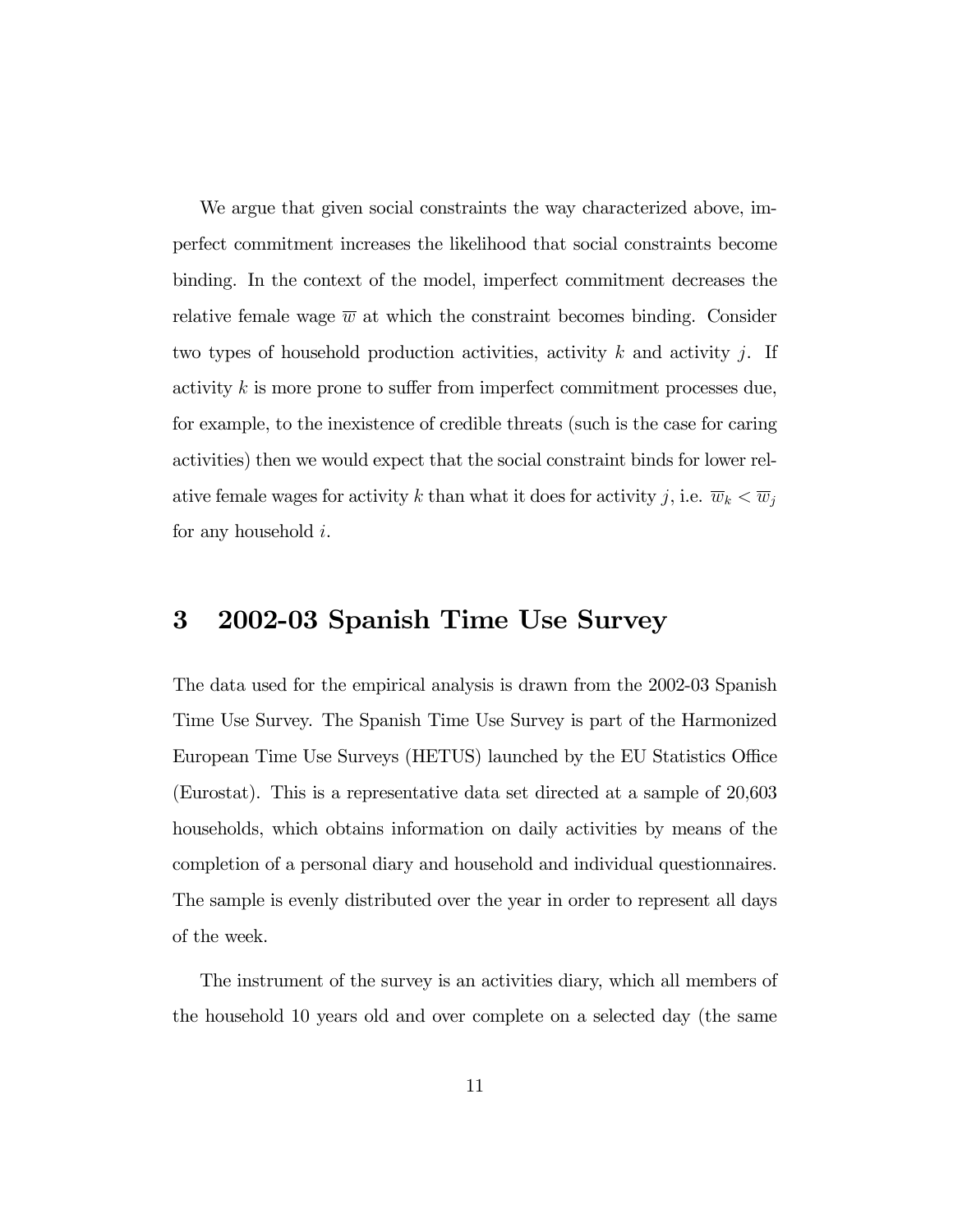We argue that given social constraints the way characterized above, imperfect commitment increases the likelihood that social constraints become binding. In the context of the model, imperfect commitment decreases the relative female wage $\overline{w}$ at which the constraint becomes binding. Consider two types of household production activities, activity $k$ and activity $j$. If activity $k$ is more prone to suffer from imperfect commitment processes due, for example, to the inexistence of credible threats (such is the case for caring activities) then we would expect that the social constraint binds for lower relative female wages for activity $k$ than what it does for activity $j$, i.e. $\overline{w}_k < \overline{w}_j$ for any household $i$.

# 3 2002-03 Spanish Time Use Survey

The data used for the empirical analysis is drawn from the 2002-03 Spanish Time Use Survey. The Spanish Time Use Survey is part of the Harmonized European Time Use Surveys (HETUS) launched by the EU Statistics Office (Eurostat). This is a representative data set directed at a sample of 20,603 households, which obtains information on daily activities by means of the completion of a personal diary and household and individual questionnaires. The sample is evenly distributed over the year in order to represent all days of the week.

The instrument of the survey is an activities diary, which all members of the household 10 years old and over complete on a selected day (the same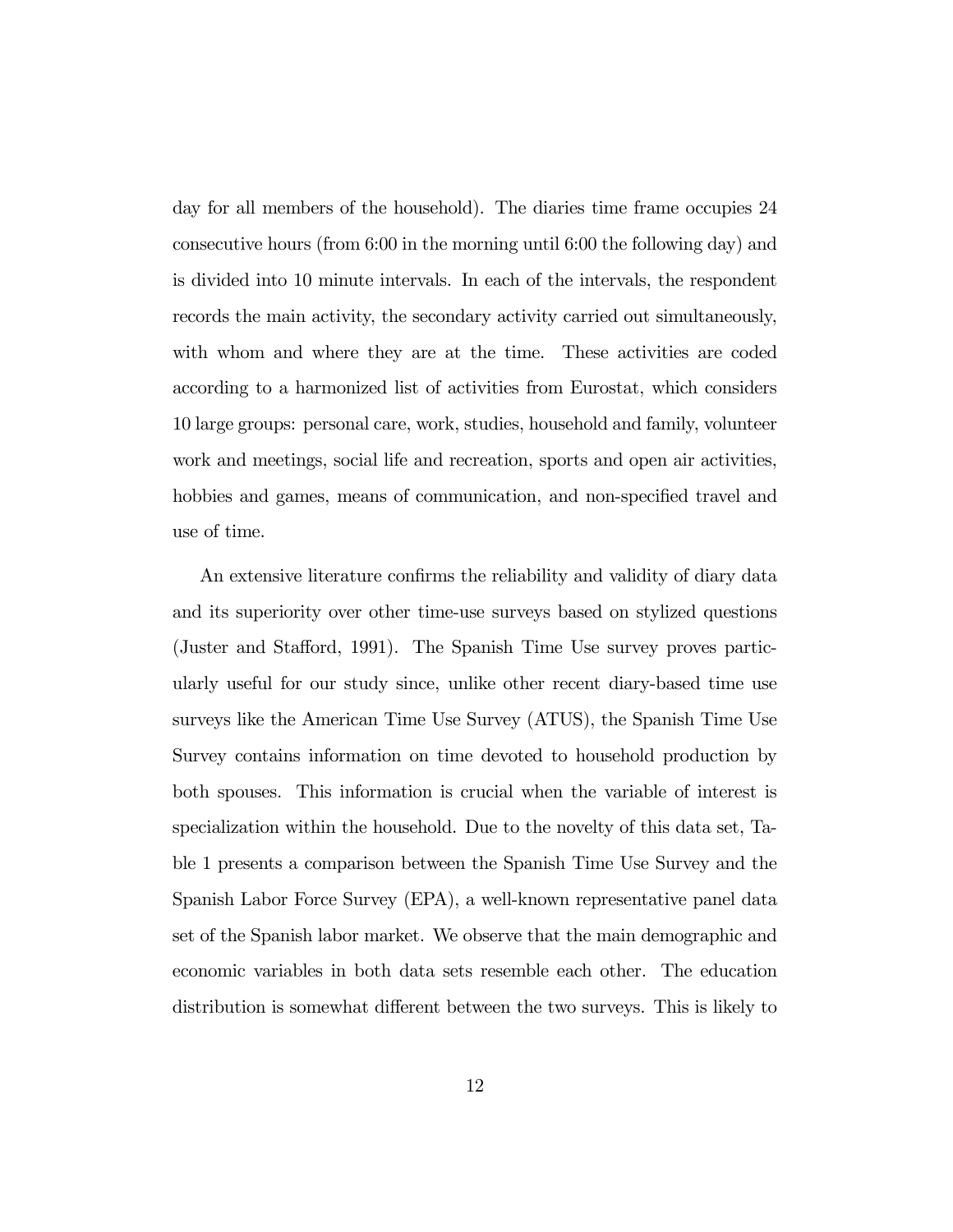day for all members of the household). The diaries time frame occupies 24 consecutive hours (from 6:00 in the morning until 6:00 the following day) and is divided into 10 minute intervals. In each of the intervals, the respondent records the main activity, the secondary activity carried out simultaneously, with whom and where they are at the time. These activities are coded according to a harmonized list of activities from Eurostat, which considers 10 large groups: personal care, work, studies, household and family, volunteer work and meetings, social life and recreation, sports and open air activities, hobbies and games, means of communication, and non-specified travel and use of time.

An extensive literature confirms the reliability and validity of diary data and its superiority over other time-use surveys based on stylized questions (Juster and Stafford, 1991). The Spanish Time Use survey proves particularly useful for our study since, unlike other recent diary-based time use surveys like the American Time Use Survey (ATUS), the Spanish Time Use Survey contains information on time devoted to household production by both spouses. This information is crucial when the variable of interest is specialization within the household. Due to the novelty of this data set, Table 1 presents a comparison between the Spanish Time Use Survey and the Spanish Labor Force Survey (EPA), a well-known representative panel data set of the Spanish labor market. We observe that the main demographic and economic variables in both data sets resemble each other. The education distribution is somewhat different between the two surveys. This is likely to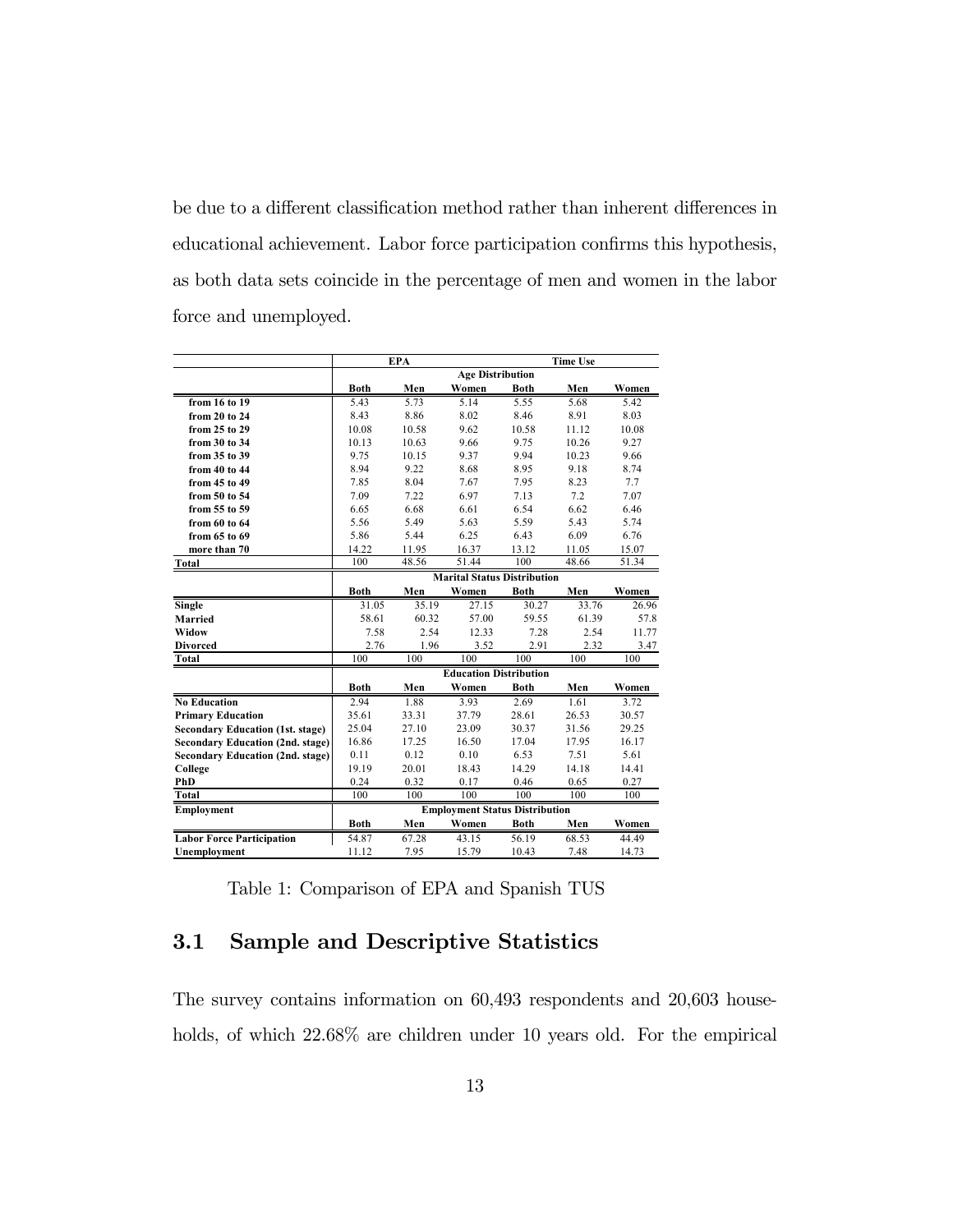be due to a different classification method rather than inherent differences in educational achievement. Labor force participation confirms this hypothesis, as both data sets coincide in the percentage of men and women in the labor force and unemployed.

| | EPA | | | Time Use | | |
|---|---|---|---|---|---|---|
| | **Age Distribution** | | | | | |
| | **Both** | **Men** | **Women** | **Both** | **Men** | **Women** |
| **from 16 to 19** | 5.43 | 5.73 | 5.14 | 5.55 | 5.68 | 5.42 |
| **from 20 to 24** | 8.43 | 8.86 | 8.02 | 8.46 | 8.91 | 8.03 |
| **from 25 to 29** | 10.08 | 10.58 | 9.62 | 10.58 | 11.12 | 10.08 |
| **from 30 to 34** | 10.13 | 10.63 | 9.66 | 9.75 | 10.26 | 9.27 |
| **from 35 to 39** | 9.75 | 10.15 | 9.37 | 9.94 | 10.23 | 9.66 |
| **from 40 to 44** | 8.94 | 9.22 | 8.68 | 8.95 | 9.18 | 8.74 |
| **from 45 to 49** | 7.85 | 8.04 | 7.67 | 7.95 | 8.23 | 7.7 |
| **from 50 to 54** | 7.09 | 7.22 | 6.97 | 7.13 | 7.2 | 7.07 |
| **from 55 to 59** | 6.65 | 6.68 | 6.61 | 6.54 | 6.62 | 6.46 |
| **from 60 to 64** | 5.56 | 5.49 | 5.63 | 5.59 | 5.43 | 5.74 |
| **from 65 to 69** | 5.86 | 5.44 | 6.25 | 6.43 | 6.09 | 6.76 |
| **more than 70** | 14.22 | 11.95 | 16.37 | 13.12 | 11.05 | 15.07 |
| **Total** | 100 | 48.56 | 51.44 | 100 | 48.66 | 51.34 |
| | **Marital Status Distribution** | | | | | |
| | **Both** | **Men** | **Women** | **Both** | **Men** | **Women** |
| **Single** | 31.05 | 35.19 | 27.15 | 30.27 | 33.76 | 26.96 |
| **Married** | 58.61 | 60.32 | 57.00 | 59.55 | 61.39 | 57.8 |
| **Widow** | 7.58 | 2.54 | 12.33 | 7.28 | 2.54 | 11.77 |
| **Divorced** | 2.76 | 1.96 | 3.52 | 2.91 | 2.32 | 3.47 |
| **Total** | 100 | 100 | 100 | 100 | 100 | 100 |
| | **Education Distribution** | | | | | |
| | **Both** | **Men** | **Women** | **Both** | **Men** | **Women** |
| **No Education** | 2.94 | 1.88 | 3.93 | 2.69 | 1.61 | 3.72 |
| **Primary Education** | 35.61 | 33.31 | 37.79 | 28.61 | 26.53 | 30.57 |
| **Secondary Education (1st. stage)** | 25.04 | 27.10 | 23.09 | 30.37 | 31.56 | 29.25 |
| **Secondary Education (2nd. stage)** | 16.86 | 17.25 | 16.50 | 17.04 | 17.95 | 16.17 |
| **Secondary Education (2nd. stage)** | 0.11 | 0.12 | 0.10 | 6.53 | 7.51 | 5.61 |
| **College** | 19.19 | 20.01 | 18.43 | 14.29 | 14.18 | 14.41 |
| **PhD** | 0.24 | 0.32 | 0.17 | 0.46 | 0.65 | 0.27 |
| **Total** | 100 | 100 | 100 | 100 | 100 | 100 |
| **Employment** | **Employment Status Distribution** | | | | | |
| | **Both** | **Men** | **Women** | **Both** | **Men** | **Women** |
| **Labor Force Participation** | 54.87 | 67.28 | 43.15 | 56.19 | 68.53 | 44.49 |
| **Unemployment** | 11.12 | 7.95 | 15.79 | 10.43 | 7.48 | 14.73 |

Table 1: Comparison of EPA and Spanish TUS

## 3.1 Sample and Descriptive Statistics

The survey contains information on 60,493 respondents and 20,603 households, of which 22.68% are children under 10 years old. For the empirical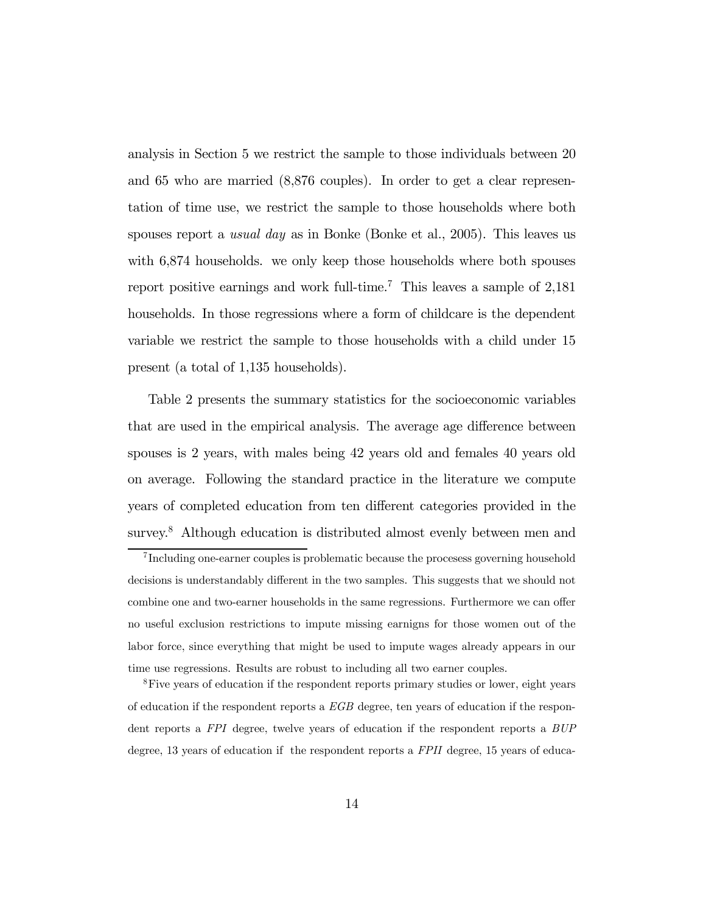analysis in Section 5 we restrict the sample to those individuals between 20 and 65 who are married (8,876 couples). In order to get a clear representation of time use, we restrict the sample to those households where both spouses report a *usual day* as in Bonke (Bonke et al., 2005). This leaves us with 6,874 households. we only keep those households where both spouses report positive earnings and work full-time.[7] This leaves a sample of 2,181 households. In those regressions where a form of childcare is the dependent variable we restrict the sample to those households with a child under 15 present (a total of 1,135 households).

Table 2 presents the summary statistics for the socioeconomic variables that are used in the empirical analysis. The average age difference between spouses is 2 years, with males being 42 years old and females 40 years old on average. Following the standard practice in the literature we compute years of completed education from ten different categories provided in the survey.[8] Although education is distributed almost evenly between men and

[7] Including one-earner couples is problematic because the procesess governing household decisions is understandably different in the two samples. This suggests that we should not combine one and two-earner households in the same regressions. Furthermore we can offer no useful exclusion restrictions to impute missing earnigns for those women out of the labor force, since everything that might be used to impute wages already appears in our time use regressions. Results are robust to including all two earner couples.

[8] Five years of education if the respondent reports primary studies or lower, eight years of education if the respondent reports a *EGB* degree, ten years of education if the respondent reports a *FPI* degree, twelve years of education if the respondent reports a *BUP* degree, 13 years of education if the respondent reports a *FPII* degree, 15 years of educa-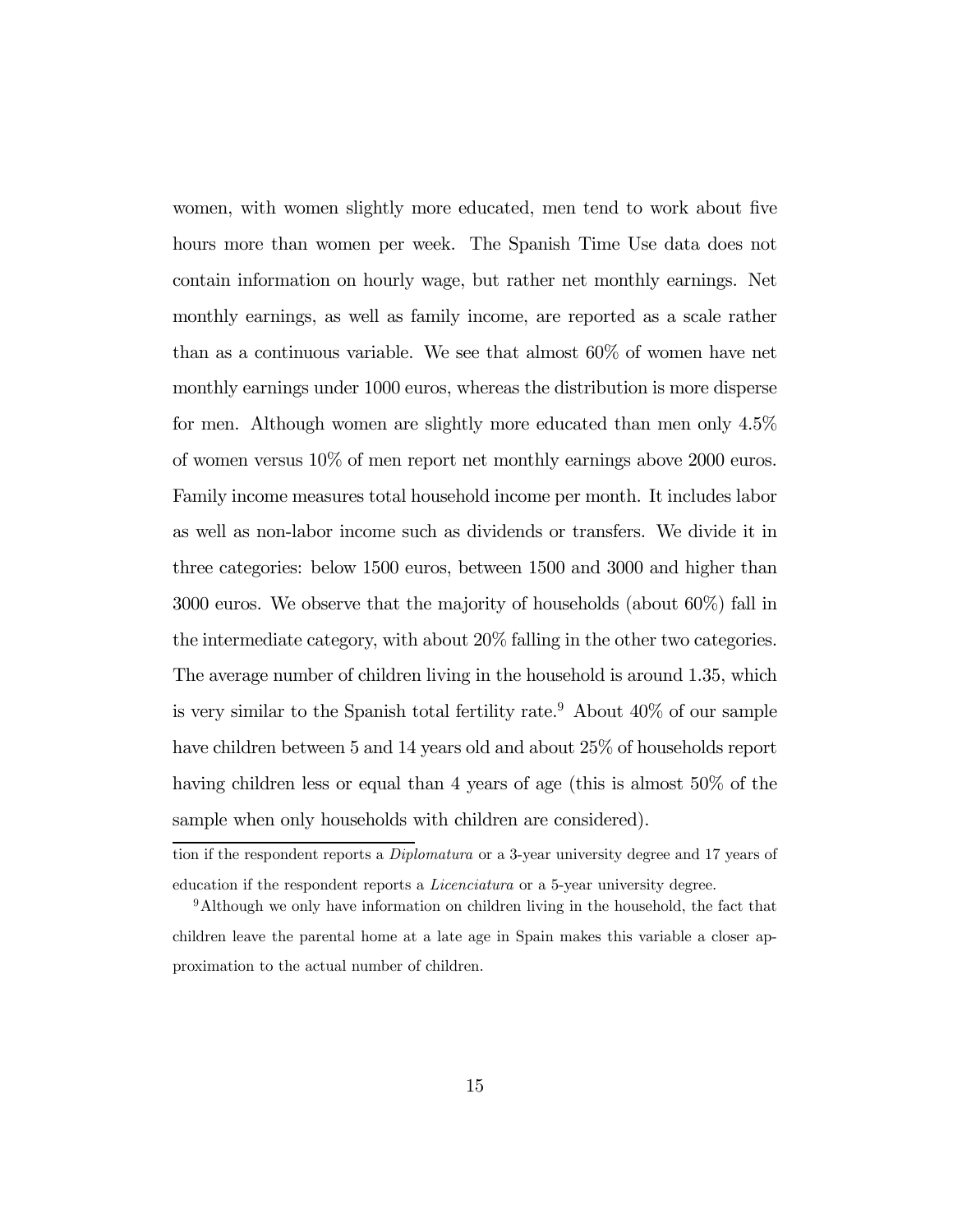women, with women slightly more educated, men tend to work about five hours more than women per week. The Spanish Time Use data does not contain information on hourly wage, but rather net monthly earnings. Net monthly earnings, as well as family income, are reported as a scale rather than as a continuous variable. We see that almost 60% of women have net monthly earnings under 1000 euros, whereas the distribution is more disperse for men. Although women are slightly more educated than men only 4.5% of women versus 10% of men report net monthly earnings above 2000 euros. Family income measures total household income per month. It includes labor as well as non-labor income such as dividends or transfers. We divide it in three categories: below 1500 euros, between 1500 and 3000 and higher than 3000 euros. We observe that the majority of households (about 60%) fall in the intermediate category, with about 20% falling in the other two categories. The average number of children living in the household is around 1.35, which is very similar to the Spanish total fertility rate.[9] About 40% of our sample have children between 5 and 14 years old and about 25% of households report having children less or equal than 4 years of age (this is almost 50% of the sample when only households with children are considered).

tion if the respondent reports a *Diplomatura* or a 3-year university degree and 17 years of education if the respondent reports a *Licenciatura* or a 5-year university degree.

[9] Although we only have information on children living in the household, the fact that children leave the parental home at a late age in Spain makes this variable a closer approximation to the actual number of children.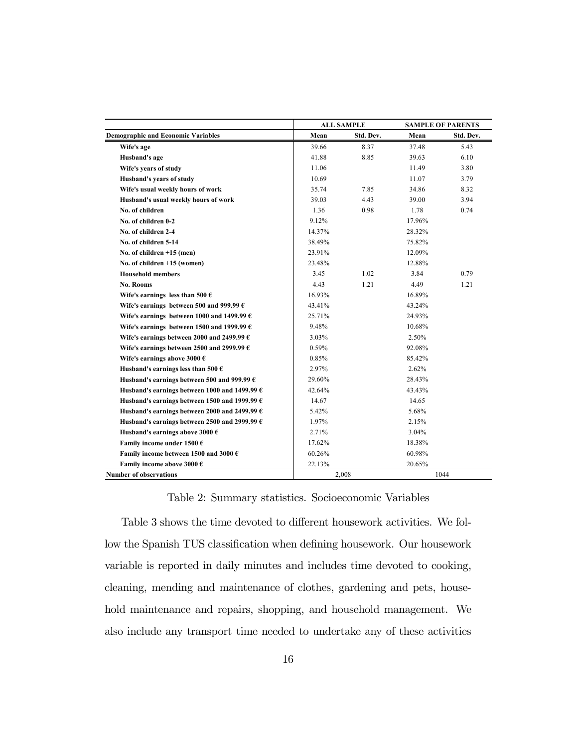| | ALL SAMPLE | | SAMPLE OF PARENTS | |
|---|---|---|---|---|
| **Demographic and Economic Variables** | **Mean** | **Std. Dev.** | **Mean** | **Std. Dev.** |
| **Wife's age** | 39.66 | 8.37 | 37.48 | 5.43 |
| **Husband's age** | 41.88 | 8.85 | 39.63 | 6.10 |
| **Wife's years of study** | 11.06 | | 11.49 | 3.80 |
| **Husband's years of study** | 10.69 | | 11.07 | 3.79 |
| **Wife's usual weekly hours of work** | 35.74 | 7.85 | 34.86 | 8.32 |
| **Husband's usual weekly hours of work** | 39.03 | 4.43 | 39.00 | 3.94 |
| **No. of children** | 1.36 | 0.98 | 1.78 | 0.74 |
| **No. of children 0-2** | 9.12% | | 17.96% | |
| **No. of children 2-4** | 14.37% | | 28.32% | |
| **No. of children 5-14** | 38.49% | | 75.82% | |
| **No. of children +15 (men)** | 23.91% | | 12.09% | |
| **No. of children +15 (women)** | 23.48% | | 12.88% | |
| **Household members** | 3.45 | 1.02 | 3.84 | 0.79 |
| **No. Rooms** | 4.43 | 1.21 | 4.49 | 1.21 |
| **Wife's earnings less than 500 €** | 16.93% | | 16.89% | |
| **Wife's earnings between 500 and 999.99 €** | 43.41% | | 43.24% | |
| **Wife's earnings between 1000 and 1499.99 €** | 25.71% | | 24.93% | |
| **Wife's earnings between 1500 and 1999.99 €** | 9.48% | | 10.68% | |
| **Wife's earnings between 2000 and 2499.99 €** | 3.03% | | 2.50% | |
| **Wife's earnings between 2500 and 2999.99 €** | 0.59% | | 92.08% | |
| **Wife's earnings above 3000 €** | 0.85% | | 85.42% | |
| **Husband's earnings less than 500 €** | 2.97% | | 2.62% | |
| **Husband's earnings between 500 and 999.99 €** | 29.60% | | 28.43% | |
| **Husband's earnings between 1000 and 1499.99 €** | 42.64% | | 43.43% | |
| **Husband's earnings between 1500 and 1999.99 €** | 14.67 | | 14.65 | |
| **Husband's earnings between 2000 and 2499.99 €** | 5.42% | | 5.68% | |
| **Husband's earnings between 2500 and 2999.99 €** | 1.97% | | 2.15% | |
| **Husband's earnings above 3000 €** | 2.71% | | 3.04% | |
| **Family income under 1500 €** | 17.62% | | 18.38% | |
| **Family income between 1500 and 3000 €** | 60.26% | | 60.98% | |
| **Family income above 3000 €** | 22.13% | | 20.65% | |
| **Number of observations** | 2,008 | | 1044 | |

Table 2: Summary statistics. Socioeconomic Variables

Table 3 shows the time devoted to different housework activities. We follow the Spanish TUS classification when defining housework. Our housework variable is reported in daily minutes and includes time devoted to cooking, cleaning, mending and maintenance of clothes, gardening and pets, household maintenance and repairs, shopping, and household management. We also include any transport time needed to undertake any of these activities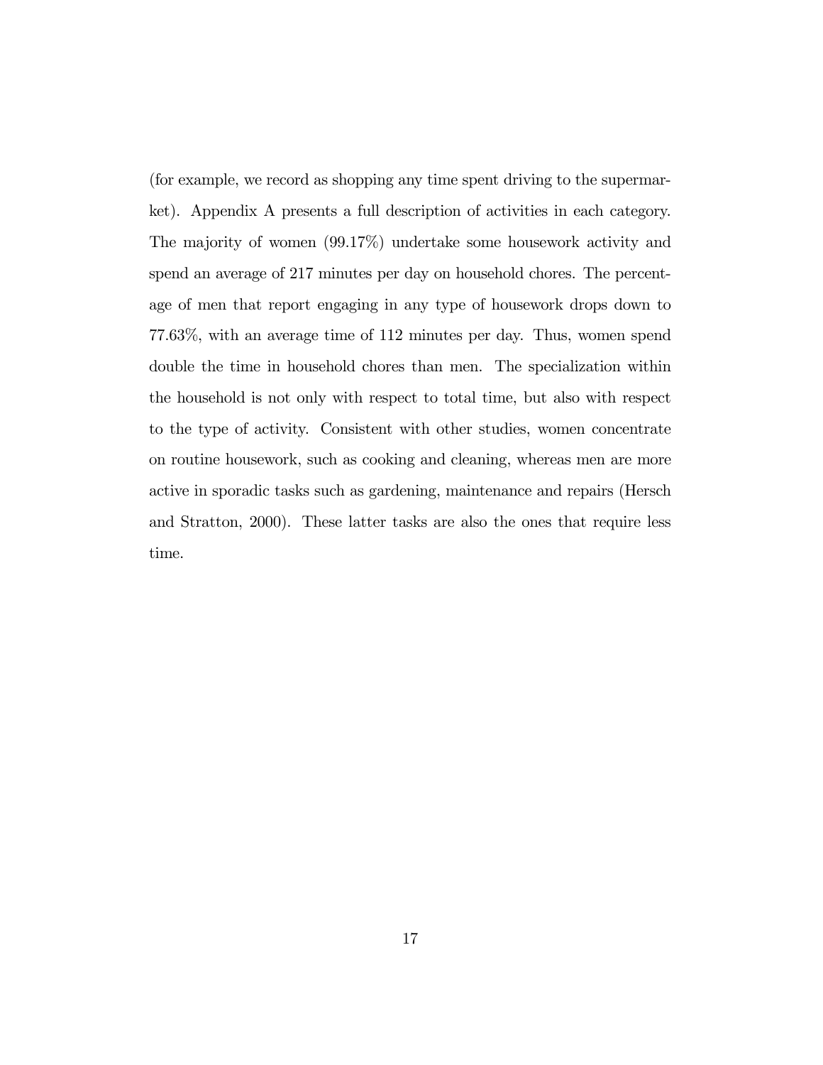(for example, we record as shopping any time spent driving to the supermarket). Appendix A presents a full description of activities in each category. The majority of women (99.17%) undertake some housework activity and spend an average of 217 minutes per day on household chores. The percentage of men that report engaging in any type of housework drops down to 77.63%, with an average time of 112 minutes per day. Thus, women spend double the time in household chores than men. The specialization within the household is not only with respect to total time, but also with respect to the type of activity. Consistent with other studies, women concentrate on routine housework, such as cooking and cleaning, whereas men are more active in sporadic tasks such as gardening, maintenance and repairs (Hersch and Stratton, 2000). These latter tasks are also the ones that require less time.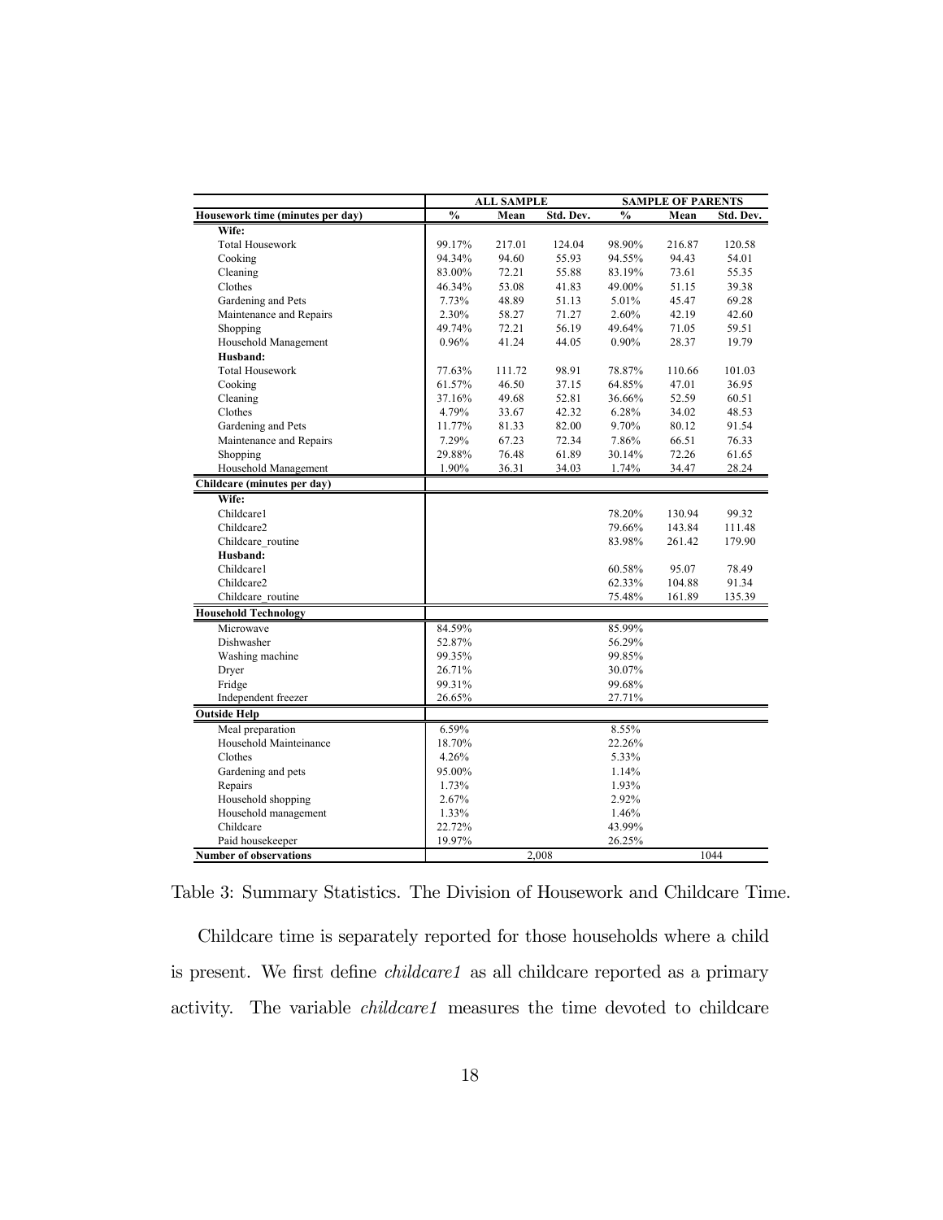| | ALL SAMPLE | | | SAMPLE OF PARENTS | | |
|---|---|---|---|---|---|---|
| **Housework time (minutes per day)** | **%** | **Mean** | **Std. Dev.** | **%** | **Mean** | **Std. Dev.** |
| **Wife:** | | | | | | |
| Total Housework | 99.17% | 217.01 | 124.04 | 98.90% | 216.87 | 120.58 |
| Cooking | 94.34% | 94.60 | 55.93 | 94.55% | 94.43 | 54.01 |
| Cleaning | 83.00% | 72.21 | 55.88 | 83.19% | 73.61 | 55.35 |
| Clothes | 46.34% | 53.08 | 41.83 | 49.00% | 51.15 | 39.38 |
| Gardening and Pets | 7.73% | 48.89 | 51.13 | 5.01% | 45.47 | 69.28 |
| Maintenance and Repairs | 2.30% | 58.27 | 71.27 | 2.60% | 42.19 | 42.60 |
| Shopping | 49.74% | 72.21 | 56.19 | 49.64% | 71.05 | 59.51 |
| Household Management | 0.96% | 41.24 | 44.05 | 0.90% | 28.37 | 19.79 |
| **Husband:** | | | | | | |
| Total Housework | 77.63% | 111.72 | 98.91 | 78.87% | 110.66 | 101.03 |
| Cooking | 61.57% | 46.50 | 37.15 | 64.85% | 47.01 | 36.95 |
| Cleaning | 37.16% | 49.68 | 52.81 | 36.66% | 52.59 | 60.51 |
| Clothes | 4.79% | 33.67 | 42.32 | 6.28% | 34.02 | 48.53 |
| Gardening and Pets | 11.77% | 81.33 | 82.00 | 9.70% | 80.12 | 91.54 |
| Maintenance and Repairs | 7.29% | 67.23 | 72.34 | 7.86% | 66.51 | 76.33 |
| Shopping | 29.88% | 76.48 | 61.89 | 30.14% | 72.26 | 61.65 |
| Household Management | 1.90% | 36.31 | 34.03 | 1.74% | 34.47 | 28.24 |
| **Childcare (minutes per day)** | | | | | | |
| **Wife:** | | | | | | |
| Childcare1 | | | | 78.20% | 130.94 | 99.32 |
| Childcare2 | | | | 79.66% | 143.84 | 111.48 |
| Childcare_routine | | | | 83.98% | 261.42 | 179.90 |
| **Husband:** | | | | | | |
| Childcare1 | | | | 60.58% | 95.07 | 78.49 |
| Childcare2 | | | | 62.33% | 104.88 | 91.34 |
| Childcare_routine | | | | 75.48% | 161.89 | 135.39 |
| **Household Technology** | | | | | | |
| Microwave | 84.59% | | | 85.99% | | |
| Dishwasher | 52.87% | | | 56.29% | | |
| Washing machine | 99.35% | | | 99.85% | | |
| Dryer | 26.71% | | | 30.07% | | |
| Fridge | 99.31% | | | 99.68% | | |
| Independent freezer | 26.65% | | | 27.71% | | |
| **Outside Help** | | | | | | |
| Meal preparation | 6.59% | | | 8.55% | | |
| Household Mainteinance | 18.70% | | | 22.26% | | |
| Clothes | 4.26% | | | 5.33% | | |
| Gardening and pets | 95.00% | | | 1.14% | | |
| Repairs | 1.73% | | | 1.93% | | |
| Household shopping | 2.67% | | | 2.92% | | |
| Household management | 1.33% | | | 1.46% | | |
| Childcare | 22.72% | | | 43.99% | | |
| Paid housekeeper | 19.97% | | | 26.25% | | |
| **Number of observations** | | 2,008 | | | 1044 | |

Table 3: Summary Statistics. The Division of Housework and Childcare Time.

Childcare time is separately reported for those households where a child is present. We first define *childcare1* as all childcare reported as a primary activity. The variable *childcare1* measures the time devoted to childcare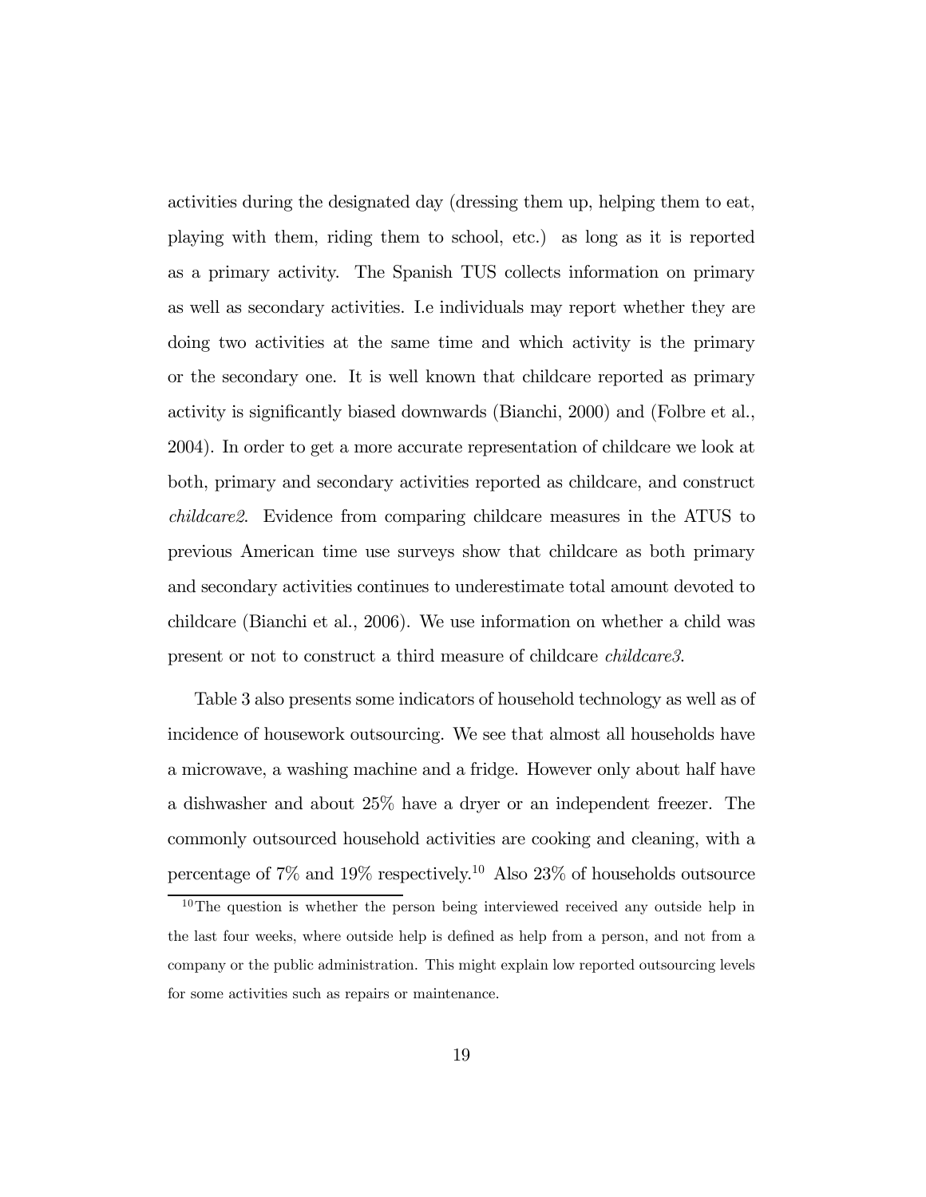activities during the designated day (dressing them up, helping them to eat, playing with them, riding them to school, etc.) as long as it is reported as a primary activity. The Spanish TUS collects information on primary as well as secondary activities. I.e individuals may report whether they are doing two activities at the same time and which activity is the primary or the secondary one. It is well known that childcare reported as primary activity is significantly biased downwards (Bianchi, 2000) and (Folbre et al., 2004). In order to get a more accurate representation of childcare we look at both, primary and secondary activities reported as childcare, and construct *childcare2*. Evidence from comparing childcare measures in the ATUS to previous American time use surveys show that childcare as both primary and secondary activities continues to underestimate total amount devoted to childcare (Bianchi et al., 2006). We use information on whether a child was present or not to construct a third measure of childcare *childcare3*.

Table 3 also presents some indicators of household technology as well as of incidence of housework outsourcing. We see that almost all households have a microwave, a washing machine and a fridge. However only about half have a dishwasher and about 25% have a dryer or an independent freezer. The commonly outsourced household activities are cooking and cleaning, with a percentage of 7% and 19% respectively.[10] Also 23% of households outsource

[10] The question is whether the person being interviewed received any outside help in the last four weeks, where outside help is defined as help from a person, and not from a company or the public administration. This might explain low reported outsourcing levels for some activities such as repairs or maintenance.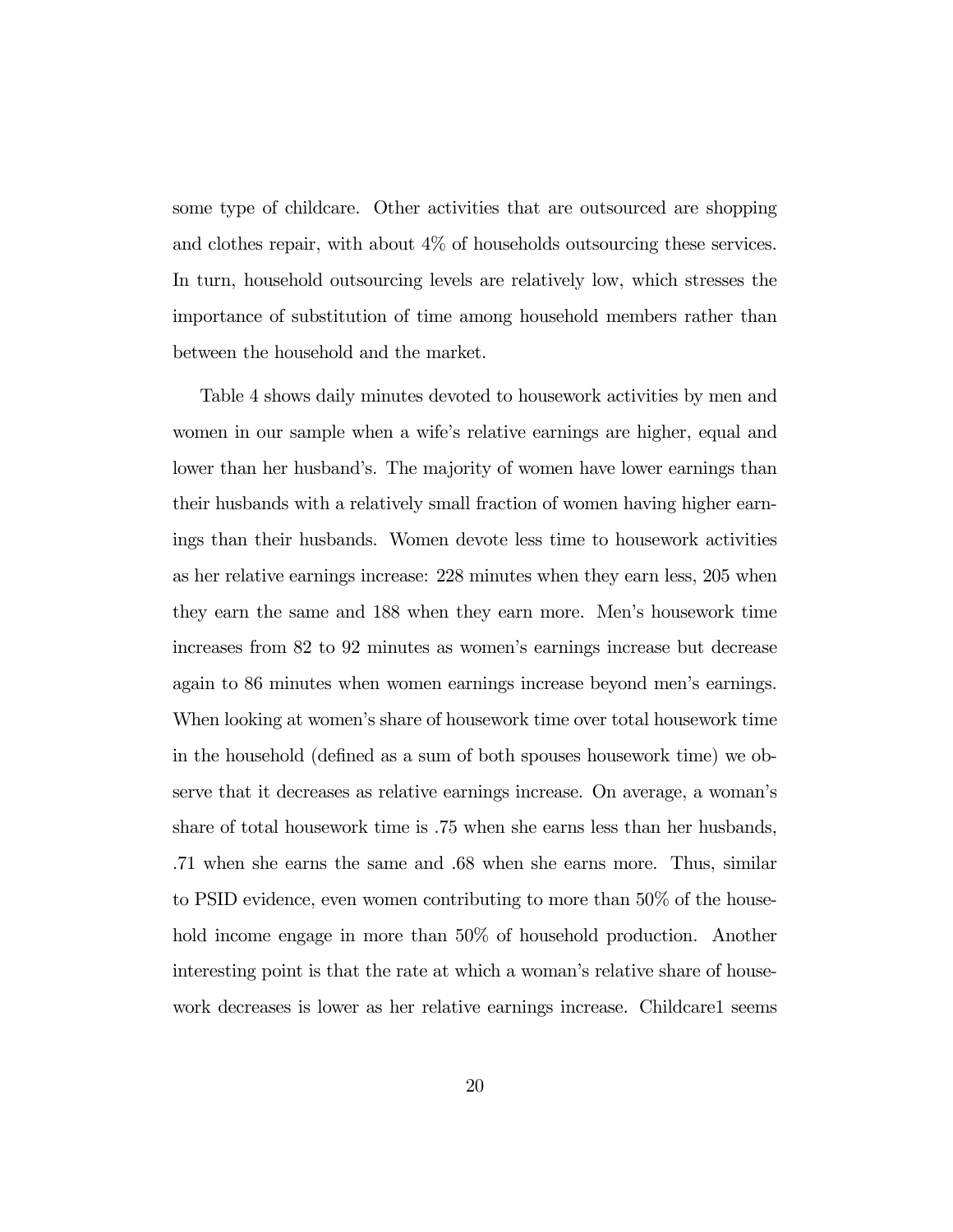some type of childcare. Other activities that are outsourced are shopping and clothes repair, with about 4% of households outsourcing these services. In turn, household outsourcing levels are relatively low, which stresses the importance of substitution of time among household members rather than between the household and the market.

Table 4 shows daily minutes devoted to housework activities by men and women in our sample when a wife's relative earnings are higher, equal and lower than her husband's. The majority of women have lower earnings than their husbands with a relatively small fraction of women having higher earnings than their husbands. Women devote less time to housework activities as her relative earnings increase: 228 minutes when they earn less, 205 when they earn the same and 188 when they earn more. Men's housework time increases from 82 to 92 minutes as women's earnings increase but decrease again to 86 minutes when women earnings increase beyond men's earnings. When looking at women's share of housework time over total housework time in the household (defined as a sum of both spouses housework time) we observe that it decreases as relative earnings increase. On average, a woman's share of total housework time is .75 when she earns less than her husbands, .71 when she earns the same and .68 when she earns more. Thus, similar to PSID evidence, even women contributing to more than 50% of the household income engage in more than 50% of household production. Another interesting point is that the rate at which a woman's relative share of housework decreases is lower as her relative earnings increase. Childcare1 seems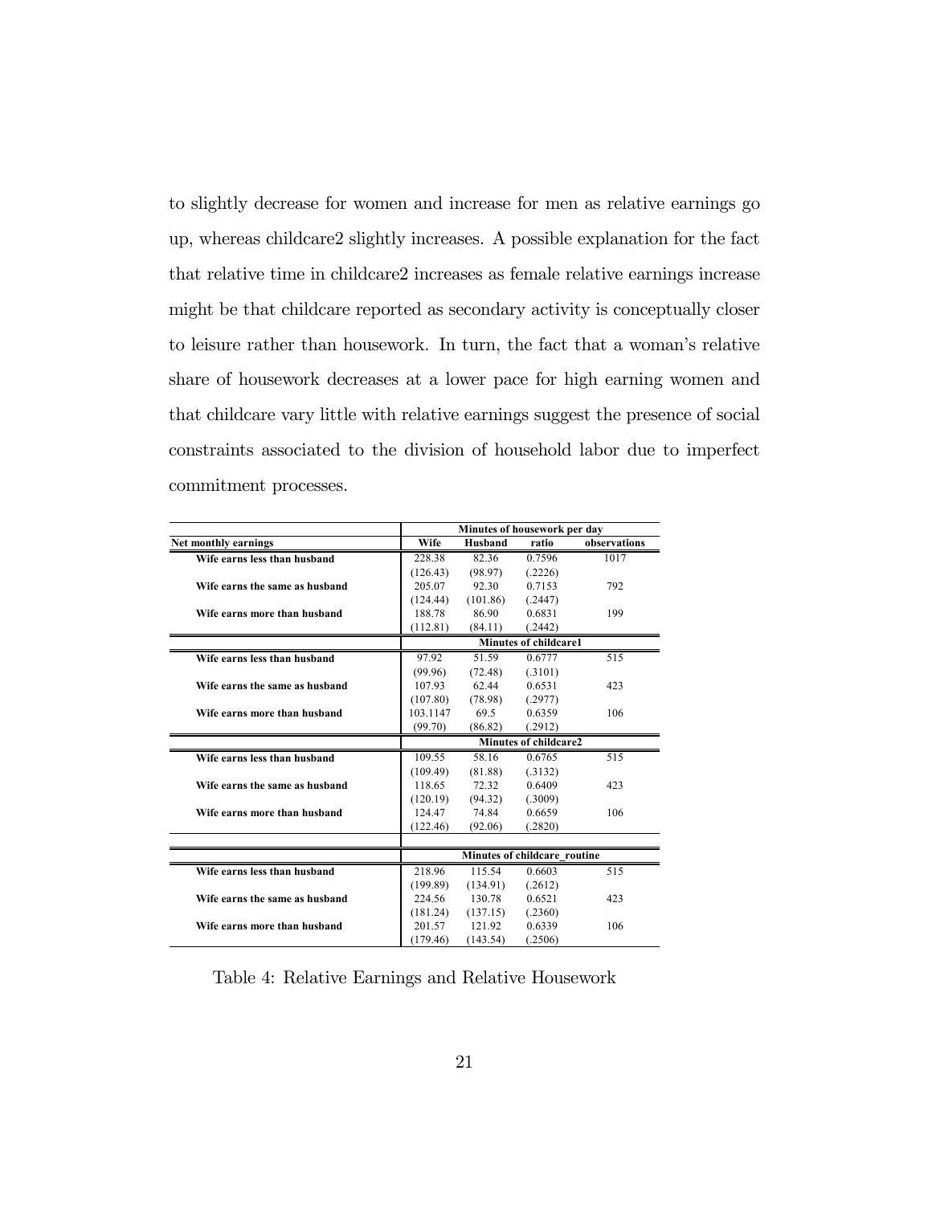to slightly decrease for women and increase for men as relative earnings go up, whereas childcare2 slightly increases. A possible explanation for the fact that relative time in childcare2 increases as female relative earnings increase might be that childcare reported as secondary activity is conceptually closer to leisure rather than housework. In turn, the fact that a woman's relative share of housework decreases at a lower pace for high earning women and that childcare vary little with relative earnings suggest the presence of social constraints associated to the division of household labor due to imperfect commitment processes.

| | Minutes of housework per day | | | |
|---|---|---|---|---|
| **Net monthly earnings** | **Wife** | **Husband** | **ratio** | **observations** |
| **Wife earns less than husband** | 228.38 | 82.36 | 0.7596 | 1017 |
| | (126.43) | (98.97) | (.2226) | |
| **Wife earns the same as husband** | 205.07 | 92.30 | 0.7153 | 792 |
| | (124.44) | (101.86) | (.2447) | |
| **Wife earns more than husband** | 188.78 | 86.90 | 0.6831 | 199 |
| | (112.81) | (84.11) | (.2442) | |
| | **Minutes of childcare1** | | | |
| **Wife earns less than husband** | 97.92 | 51.59 | 0.6777 | 515 |
| | (99.96) | (72.48) | (.3101) | |
| **Wife earns the same as husband** | 107.93 | 62.44 | 0.6531 | 423 |
| | (107.80) | (78.98) | (.2977) | |
| **Wife earns more than husband** | 103.1147 | 69.5 | 0.6359 | 106 |
| | (99.70) | (86.82) | (.2912) | |
| | **Minutes of childcare2** | | | |
| **Wife earns less than husband** | 109.55 | 58.16 | 0.6765 | 515 |
| | (109.49) | (81.88) | (.3132) | |
| **Wife earns the same as husband** | 118.65 | 72.32 | 0.6409 | 423 |
| | (120.19) | (94.32) | (.3009) | |
| **Wife earns more than husband** | 124.47 | 74.84 | 0.6659 | 106 |
| | (122.46) | (92.06) | (.2820) | |
| | **Minutes of childcare_routine** | | | |
| **Wife earns less than husband** | 218.96 | 115.54 | 0.6603 | 515 |
| | (199.89) | (134.91) | (.2612) | |
| **Wife earns the same as husband** | 224.56 | 130.78 | 0.6521 | 423 |
| | (181.24) | (137.15) | (.2360) | |
| **Wife earns more than husband** | 201.57 | 121.92 | 0.6339 | 106 |
| | (179.46) | (143.54) | (.2506) | |

Table 4: Relative Earnings and Relative Housework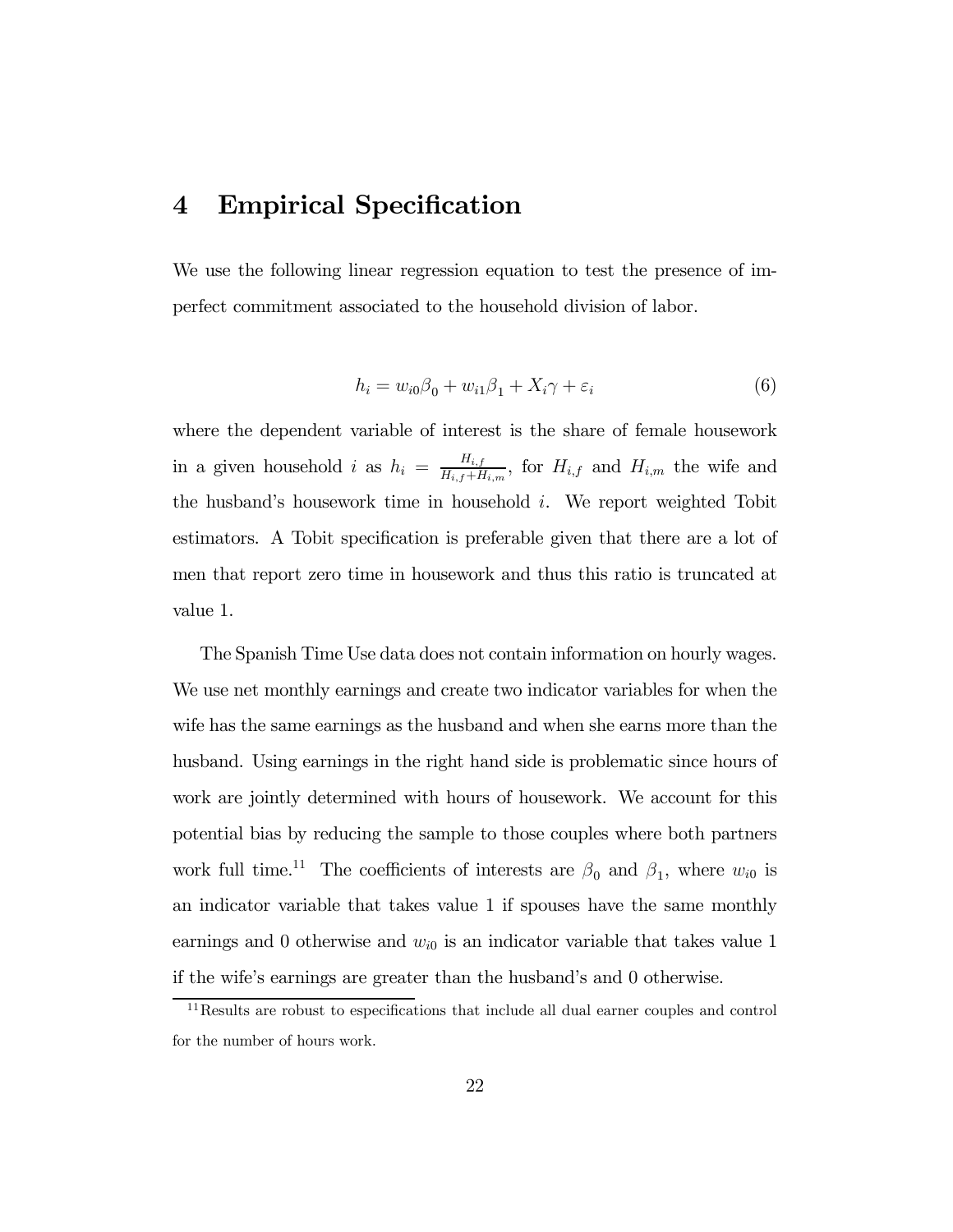# 4 Empirical Specification

We use the following linear regression equation to test the presence of imperfect commitment associated to the household division of labor.

$$h_i = w_{i0}\beta_0 + w_{i1}\beta_1 + X_i\gamma + \varepsilon_i \tag{6}$$

where the dependent variable of interest is the share of female housework in a given household $i$ as $h_i = \frac{H_{i,f}}{H_{i,f}+H_{i,m}}$, for $H_{i,f}$ and $H_{i,m}$ the wife and the husband's housework time in household $i$. We report weighted Tobit estimators. A Tobit specification is preferable given that there are a lot of men that report zero time in housework and thus this ratio is truncated at value 1.

The Spanish Time Use data does not contain information on hourly wages. We use net monthly earnings and create two indicator variables for when the wife has the same earnings as the husband and when she earns more than the husband. Using earnings in the right hand side is problematic since hours of work are jointly determined with hours of housework. We account for this potential bias by reducing the sample to those couples where both partners work full time.[11] The coefficients of interests are $\beta_0$ and $\beta_1$, where $w_{i0}$ is an indicator variable that takes value 1 if spouses have the same monthly earnings and 0 otherwise and $w_{i0}$ is an indicator variable that takes value 1 if the wife's earnings are greater than the husband's and 0 otherwise.

[11] Results are robust to especifications that include all dual earner couples and control for the number of hours work.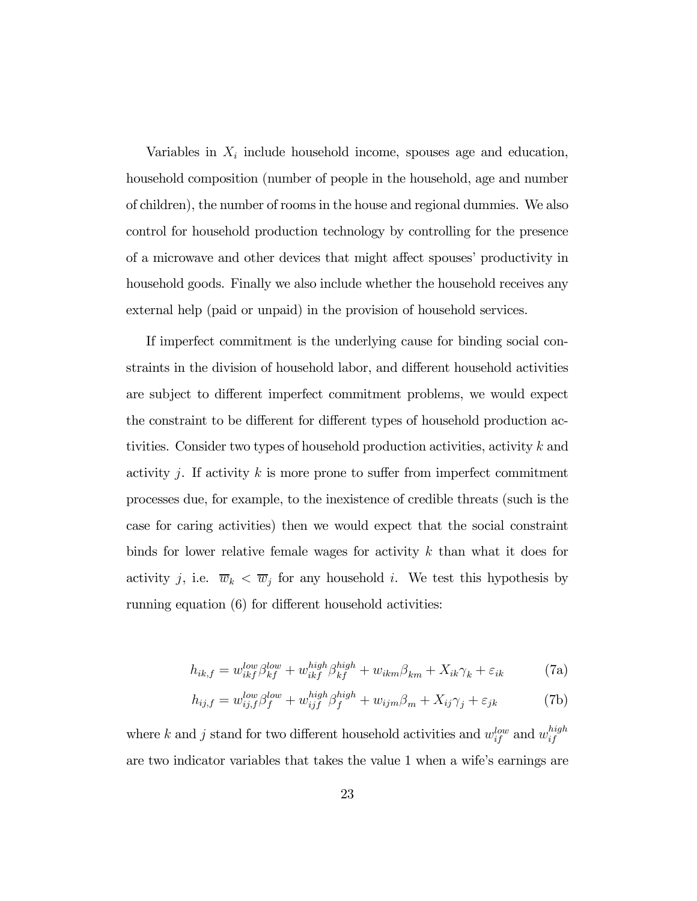Variables in $X_i$ include household income, spouses age and education, household composition (number of people in the household, age and number of children), the number of rooms in the house and regional dummies. We also control for household production technology by controlling for the presence of a microwave and other devices that might affect spouses' productivity in household goods. Finally we also include whether the household receives any external help (paid or unpaid) in the provision of household services.

If imperfect commitment is the underlying cause for binding social constraints in the division of household labor, and different household activities are subject to different imperfect commitment problems, we would expect the constraint to be different for different types of household production activities. Consider two types of household production activities, activity $k$ and activity $j$. If activity $k$ is more prone to suffer from imperfect commitment processes due, for example, to the inexistence of credible threats (such is the case for caring activities) then we would expect that the social constraint binds for lower relative female wages for activity $k$ than what it does for activity $j$, i.e. $\overline{w}_k < \overline{w}_j$ for any household $i$. We test this hypothesis by running equation (6) for different household activities:

$$h_{ik,f} = w_{ikf}^{low}\beta_{kf}^{low} + w_{ikf}^{high}\beta_{kf}^{high} + w_{ikm}\beta_{km} + X_{ik}\gamma_k + \varepsilon_{ik} \tag{7a}$$

$$h_{ij,f} = w_{ij,f}^{low}\beta_{f}^{low} + w_{ijf}^{high}\beta_{f}^{high} + w_{ijm}\beta_{m} + X_{ij}\gamma_j + \varepsilon_{jk} \tag{7b}$$

where $k$ and $j$ stand for two different household activities and $w_{if}^{low}$ and $w_{if}^{high}$ are two indicator variables that takes the value 1 when a wife's earnings are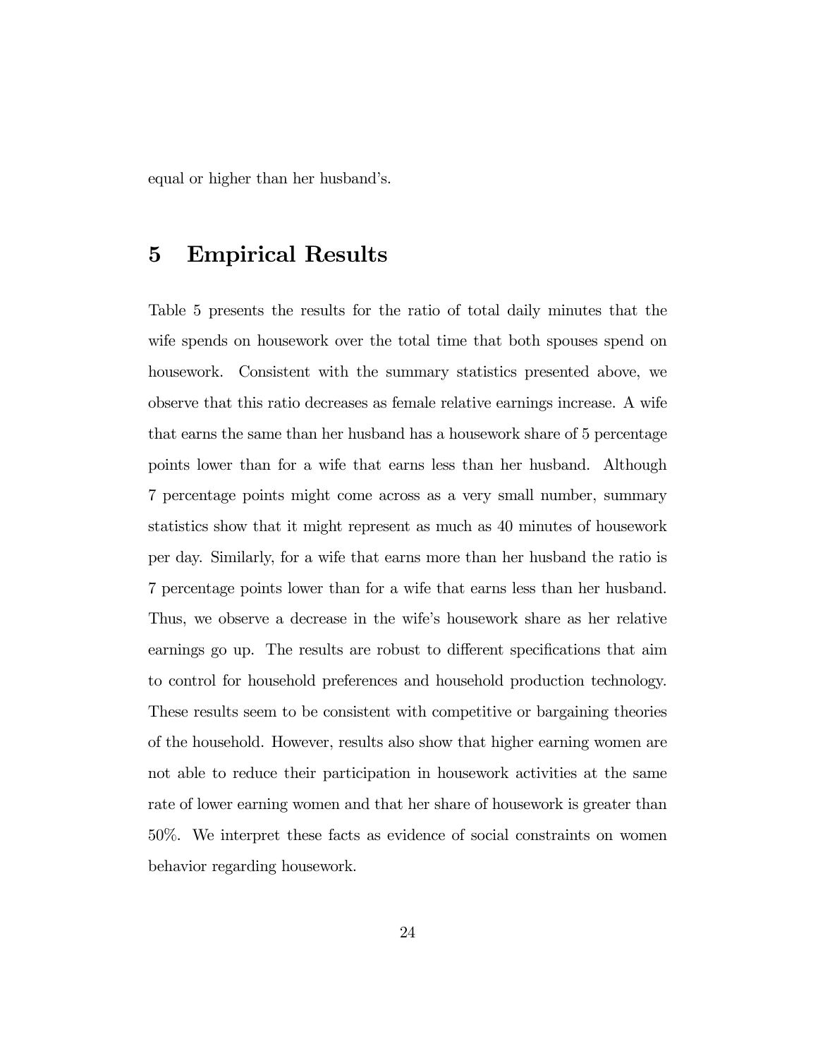equal or higher than her husband's.

## 5 Empirical Results

Table 5 presents the results for the ratio of total daily minutes that the wife spends on housework over the total time that both spouses spend on housework. Consistent with the summary statistics presented above, we observe that this ratio decreases as female relative earnings increase. A wife that earns the same than her husband has a housework share of 5 percentage points lower than for a wife that earns less than her husband. Although 7 percentage points might come across as a very small number, summary statistics show that it might represent as much as 40 minutes of housework per day. Similarly, for a wife that earns more than her husband the ratio is 7 percentage points lower than for a wife that earns less than her husband. Thus, we observe a decrease in the wife's housework share as her relative earnings go up. The results are robust to different specifications that aim to control for household preferences and household production technology. These results seem to be consistent with competitive or bargaining theories of the household. However, results also show that higher earning women are not able to reduce their participation in housework activities at the same rate of lower earning women and that her share of housework is greater than 50%. We interpret these facts as evidence of social constraints on women behavior regarding housework.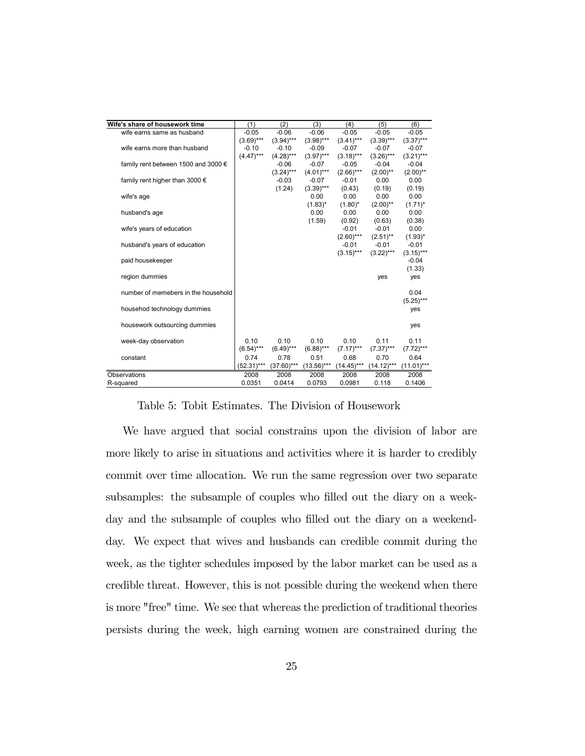| Wife's share of housework time | (1) | (2) | (3) | (4) | (5) | (6) |
|---|---|---|---|---|---|---|
| wife earns same as husband | -0.05 | -0.06 | -0.06 | -0.05 | -0.05 | -0.05 |
| | (3.69)*** | (3.94)*** | (3.98)*** | (3.41)*** | (3.39)*** | (3.37)*** |
| wife earns more than husband | -0.10 | -0.10 | -0.09 | -0.07 | -0.07 | -0.07 |
| | (4.47)*** | (4.28)*** | (3.97)*** | (3.18)*** | (3.26)*** | (3.21)*** |
| family rent between 1500 and 3000 € | | -0.06 | -0.07 | -0.05 | -0.04 | -0.04 |
| | | (3.24)*** | (4.01)*** | (2.66)*** | (2.00)** | (2.00)** |
| family rent higher than 3000 € | | -0.03 | -0.07 | -0.01 | 0.00 | 0.00 |
| | | (1.24) | (3.39)*** | (0.43) | (0.19) | (0.19) |
| wife's age | | | 0.00 | 0.00 | 0.00 | 0.00 |
| | | | (1.83)* | (1.80)* | (2.00)** | (1.71)* |
| husband's age | | | 0.00 | 0.00 | 0.00 | 0.00 |
| | | | (1.59) | (0.92) | (0.63) | (0.38) |
| wife's years of education | | | | -0.01 | -0.01 | 0.00 |
| | | | | (2.60)*** | (2.51)** | (1.93)* |
| husband's years of education | | | | -0.01 | -0.01 | -0.01 |
| | | | | (3.15)*** | (3.22)*** | (3.15)*** |
| paid housekeeper | | | | | | -0.04 |
| | | | | | | (1.33) |
| region dummies | | | | | yes | yes |
| number of memebers in the household | | | | | | 0.04 |
| | | | | | | (5.25)*** |
| househod technology dummies | | | | | | yes |
| housework outsourcing dummies | | | | | | yes |
| week-day observation | 0.10 | 0.10 | 0.10 | 0.10 | 0.11 | 0.11 |
| | (6.54)*** | (6.49)*** | (6.88)*** | (7.17)*** | (7.37)*** | (7.72)*** |
| constant | 0.74 | 0.78 | 0.51 | 0.68 | 0.70 | 0.64 |
| | (52.31)*** | (37.60)*** | (13.56)*** | (14.45)*** | (14.12)*** | (11.01)*** |
| Observations | 2008 | 2008 | 2008 | 2008 | 2008 | 2008 |
| R-squared | 0.0351 | 0.0414 | 0.0793 | 0.0981 | 0.118 | 0.1406 |

Table 5: Tobit Estimates. The Division of Housework

We have argued that social constrains upon the division of labor are more likely to arise in situations and activities where it is harder to credibly commit over time allocation. We run the same regression over two separate subsamples: the subsample of couples who filled out the diary on a week-day and the subsample of couples who filled out the diary on a weekend-day. We expect that wives and husbands can credible commit during the week, as the tighter schedules imposed by the labor market can be used as a credible threat. However, this is not possible during the weekend when there is more "free" time. We see that whereas the prediction of traditional theories persists during the week, high earning women are constrained during the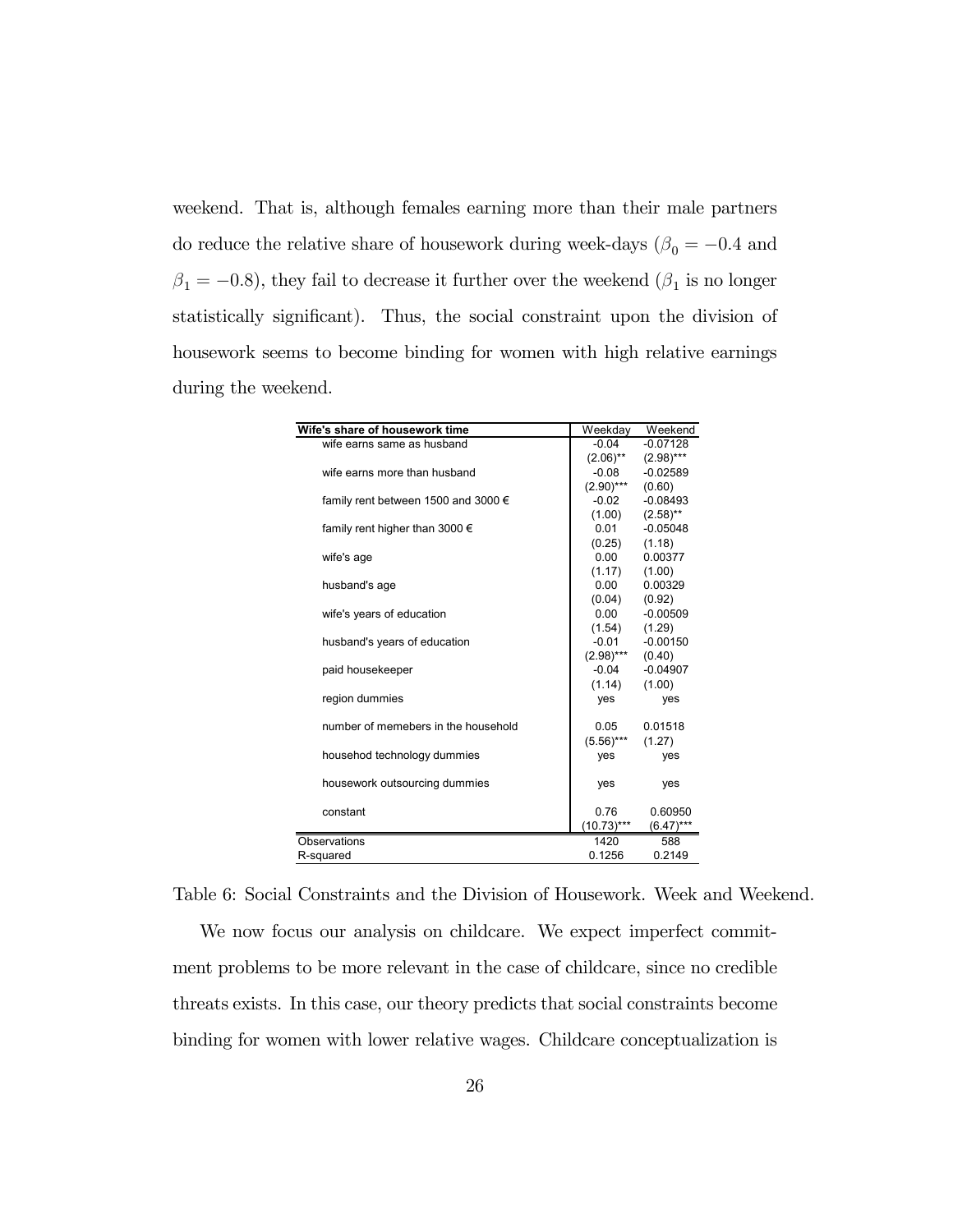weekend. That is, although females earning more than their male partners do reduce the relative share of housework during week-days ($\beta_0 = -0.4$ and $\beta_1 = -0.8$), they fail to decrease it further over the weekend ($\beta_1$ is no longer statistically significant). Thus, the social constraint upon the division of housework seems to become binding for women with high relative earnings during the weekend.

| Wife's share of housework time | Weekday | Weekend |
|---|---|---|
| wife earns same as husband | -0.04 | -0.07128 |
| | (2.06)** | (2.98)*** |
| wife earns more than husband | -0.08 | -0.02589 |
| | (2.90)*** | (0.60) |
| family rent between 1500 and 3000 € | -0.02 | -0.08493 |
| | (1.00) | (2.58)** |
| family rent higher than 3000 € | 0.01 | -0.05048 |
| | (0.25) | (1.18) |
| wife's age | 0.00 | 0.00377 |
| | (1.17) | (1.00) |
| husband's age | 0.00 | 0.00329 |
| | (0.04) | (0.92) |
| wife's years of education | 0.00 | -0.00509 |
| | (1.54) | (1.29) |
| husband's years of education | -0.01 | -0.00150 |
| | (2.98)*** | (0.40) |
| paid housekeeper | -0.04 | -0.04907 |
| | (1.14) | (1.00) |
| region dummies | yes | yes |
| number of memebers in the household | 0.05 | 0.01518 |
| | (5.56)*** | (1.27) |
| househod technology dummies | yes | yes |
| housework outsourcing dummies | yes | yes |
| constant | 0.76 | 0.60950 |
| | (10.73)*** | (6.47)*** |
| Observations | 1420 | 588 |
| R-squared | 0.1256 | 0.2149 |

Table 6: Social Constraints and the Division of Housework. Week and Weekend.

We now focus our analysis on childcare. We expect imperfect commitment problems to be more relevant in the case of childcare, since no credible threats exists. In this case, our theory predicts that social constraints become binding for women with lower relative wages. Childcare conceptualization is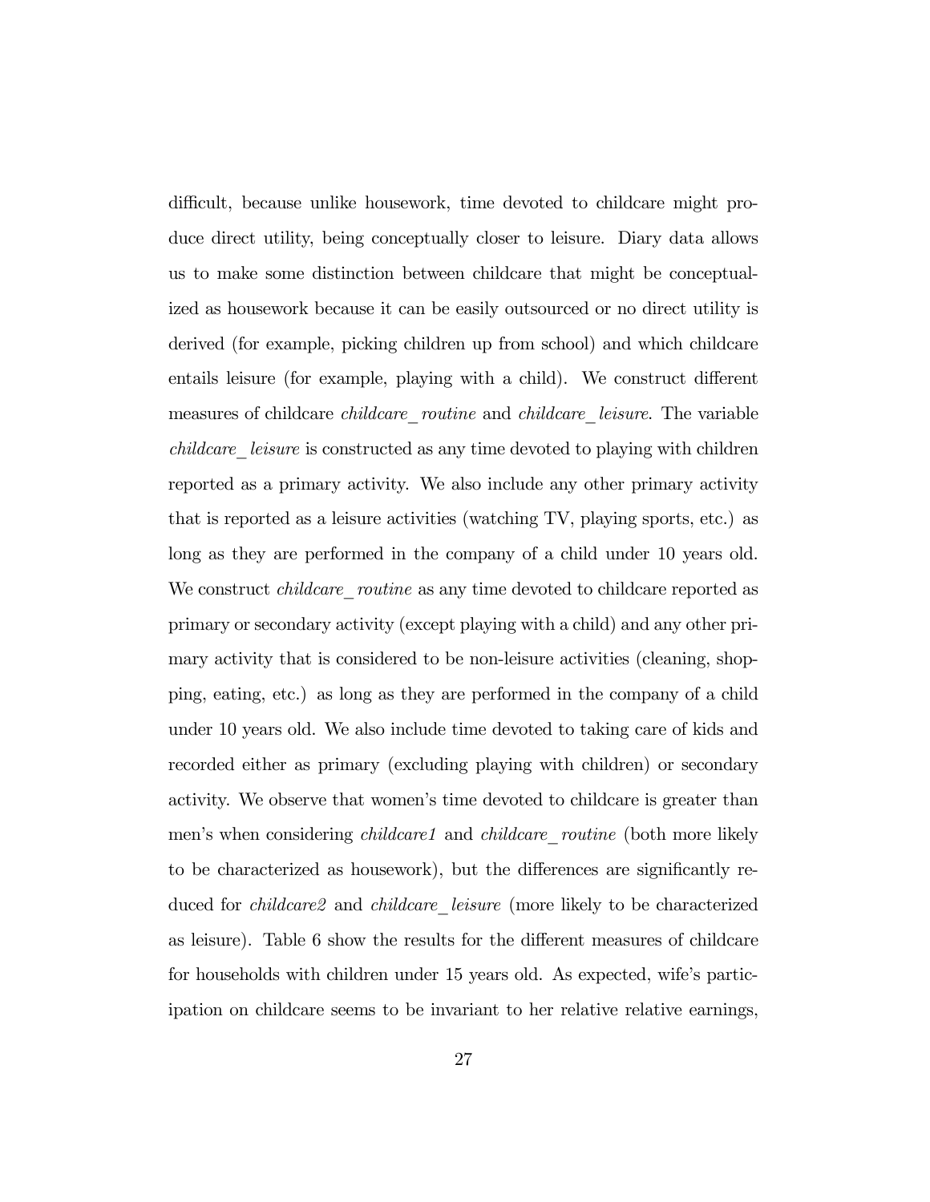difficult, because unlike housework, time devoted to childcare might produce direct utility, being conceptually closer to leisure. Diary data allows us to make some distinction between childcare that might be conceptualized as housework because it can be easily outsourced or no direct utility is derived (for example, picking children up from school) and which childcare entails leisure (for example, playing with a child). We construct different measures of childcare *childcare_routine* and *childcare_leisure*. The variable *childcare_leisure* is constructed as any time devoted to playing with children reported as a primary activity. We also include any other primary activity that is reported as a leisure activities (watching TV, playing sports, etc.) as long as they are performed in the company of a child under 10 years old. We construct *childcare_routine* as any time devoted to childcare reported as primary or secondary activity (except playing with a child) and any other primary activity that is considered to be non-leisure activities (cleaning, shopping, eating, etc.) as long as they are performed in the company of a child under 10 years old. We also include time devoted to taking care of kids and recorded either as primary (excluding playing with children) or secondary activity. We observe that women's time devoted to childcare is greater than men's when considering *childcare1* and *childcare_routine* (both more likely to be characterized as housework), but the differences are significantly reduced for *childcare2* and *childcare_leisure* (more likely to be characterized as leisure). Table 6 show the results for the different measures of childcare for households with children under 15 years old. As expected, wife's participation on childcare seems to be invariant to her relative relative earnings,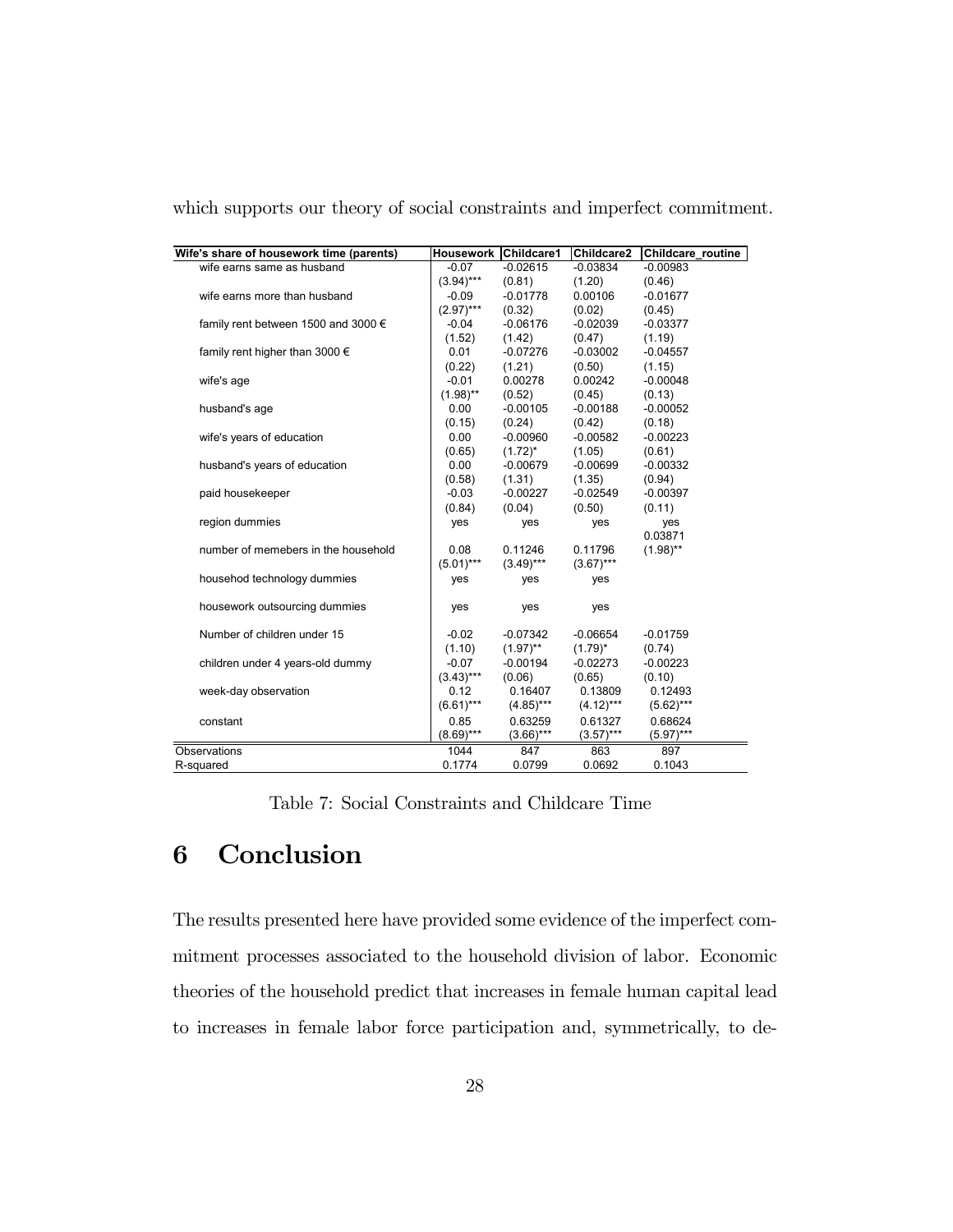which supports our theory of social constraints and imperfect commitment.

| Wife's share of housework time (parents) | Housework | Childcare1 | Childcare2 | Childcare_routine |
|---|---|---|---|---|
| wife earns same as husband | -0.07 | -0.02615 | -0.03834 | -0.00983 |
| | (3.94)*** | (0.81) | (1.20) | (0.46) |
| wife earns more than husband | -0.09 | -0.01778 | 0.00106 | -0.01677 |
| | (2.97)*** | (0.32) | (0.02) | (0.45) |
| family rent between 1500 and 3000 € | -0.04 | -0.06176 | -0.02039 | -0.03377 |
| | (1.52) | (1.42) | (0.47) | (1.19) |
| family rent higher than 3000 € | 0.01 | -0.07276 | -0.03002 | -0.04557 |
| | (0.22) | (1.21) | (0.50) | (1.15) |
| wife's age | -0.01 | 0.00278 | 0.00242 | -0.00048 |
| | (1.98)** | (0.52) | (0.45) | (0.13) |
| husband's age | 0.00 | -0.00105 | -0.00188 | -0.00052 |
| | (0.15) | (0.24) | (0.42) | (0.18) |
| wife's years of education | 0.00 | -0.00960 | -0.00582 | -0.00223 |
| | (0.65) | (1.72)* | (1.05) | (0.61) |
| husband's years of education | 0.00 | -0.00679 | -0.00699 | -0.00332 |
| | (0.58) | (1.31) | (1.35) | (0.94) |
| paid housekeeper | -0.03 | -0.00227 | -0.02549 | -0.00397 |
| | (0.84) | (0.04) | (0.50) | (0.11) |
| region dummies | yes | yes | yes | yes |
| | | | | 0.03871 |
| number of memebers in the household | 0.08 | 0.11246 | 0.11796 | (1.98)** |
| | (5.01)*** | (3.49)*** | (3.67)*** | |
| househod technology dummies | yes | yes | yes | |
| housework outsourcing dummies | yes | yes | yes | |
| Number of children under 15 | -0.02 | -0.07342 | -0.06654 | -0.01759 |
| | (1.10) | (1.97)** | (1.79)* | (0.74) |
| children under 4 years-old dummy | -0.07 | -0.00194 | -0.02273 | -0.00223 |
| | (3.43)*** | (0.06) | (0.65) | (0.10) |
| week-day observation | 0.12 | 0.16407 | 0.13809 | 0.12493 |
| | (6.61)*** | (4.85)*** | (4.12)*** | (5.62)*** |
| constant | 0.85 | 0.63259 | 0.61327 | 0.68624 |
| | (8.69)*** | (3.66)*** | (3.57)*** | (5.97)*** |
| Observations | 1044 | 847 | 863 | 897 |
| R-squared | 0.1774 | 0.0799 | 0.0692 | 0.1043 |

Table 7: Social Constraints and Childcare Time

# 6 Conclusion

The results presented here have provided some evidence of the imperfect commitment processes associated to the household division of labor. Economic theories of the household predict that increases in female human capital lead to increases in female labor force participation and, symmetrically, to de-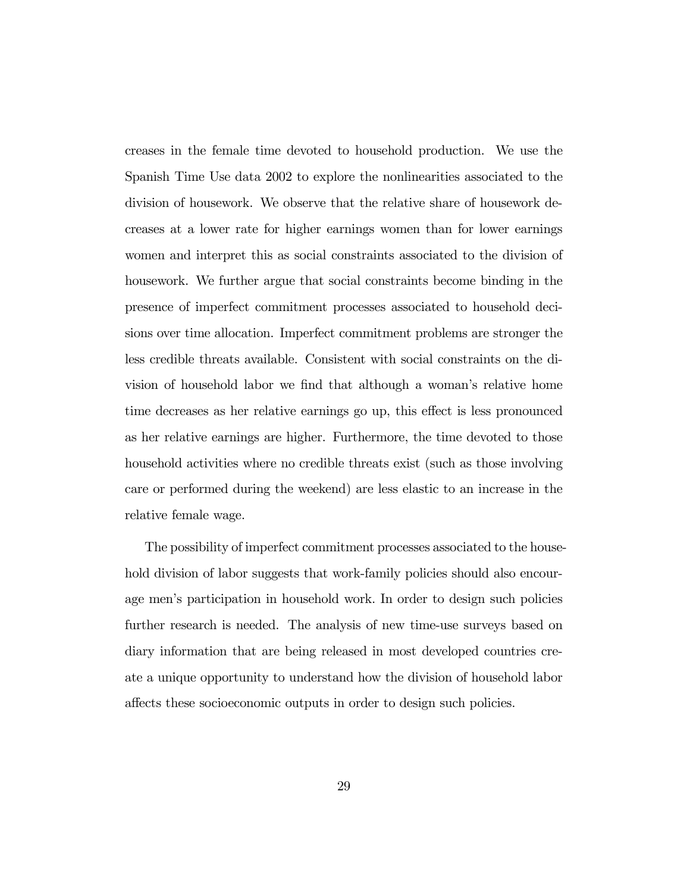creases in the female time devoted to household production. We use the Spanish Time Use data 2002 to explore the nonlinearities associated to the division of housework. We observe that the relative share of housework decreases at a lower rate for higher earnings women than for lower earnings women and interpret this as social constraints associated to the division of housework. We further argue that social constraints become binding in the presence of imperfect commitment processes associated to household decisions over time allocation. Imperfect commitment problems are stronger the less credible threats available. Consistent with social constraints on the division of household labor we find that although a woman's relative home time decreases as her relative earnings go up, this effect is less pronounced as her relative earnings are higher. Furthermore, the time devoted to those household activities where no credible threats exist (such as those involving care or performed during the weekend) are less elastic to an increase in the relative female wage.

The possibility of imperfect commitment processes associated to the household division of labor suggests that work-family policies should also encourage men's participation in household work. In order to design such policies further research is needed. The analysis of new time-use surveys based on diary information that are being released in most developed countries create a unique opportunity to understand how the division of household labor affects these socioeconomic outputs in order to design such policies.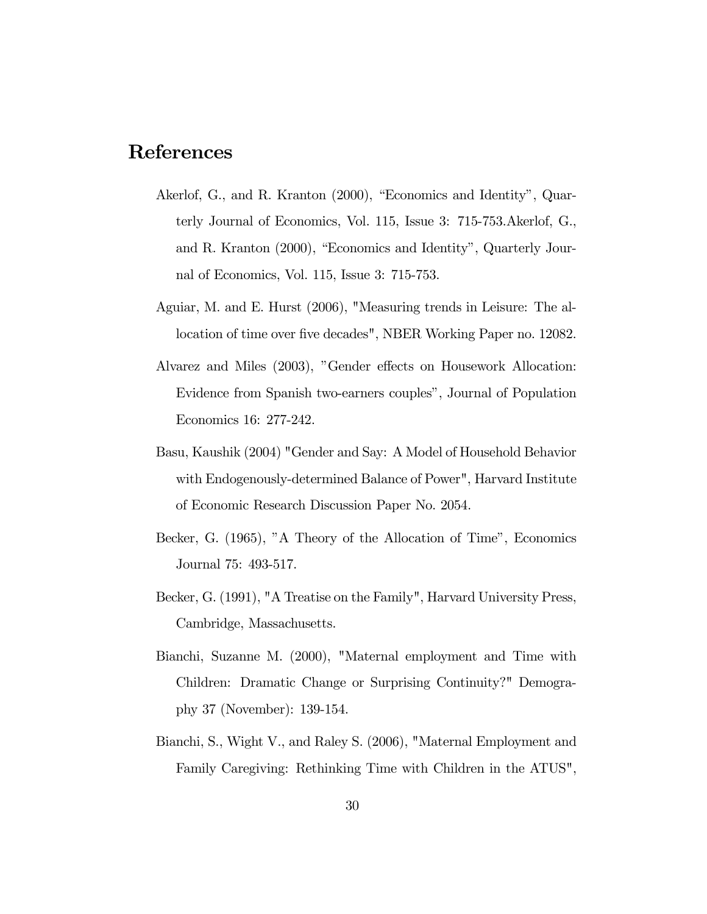# References

Akerlof, G., and R. Kranton (2000), “Economics and Identity”, Quarterly Journal of Economics, Vol. 115, Issue 3: 715-753.Akerlof, G., and R. Kranton (2000), “Economics and Identity”, Quarterly Journal of Economics, Vol. 115, Issue 3: 715-753.

Aguiar, M. and E. Hurst (2006), "Measuring trends in Leisure: The allocation of time over five decades", NBER Working Paper no. 12082.

Alvarez and Miles (2003), ”Gender effects on Housework Allocation: Evidence from Spanish two-earners couples”, Journal of Population Economics 16: 277-242.

Basu, Kaushik (2004) "Gender and Say: A Model of Household Behavior with Endogenously-determined Balance of Power", Harvard Institute of Economic Research Discussion Paper No. 2054.

Becker, G. (1965), ”A Theory of the Allocation of Time”, Economics Journal 75: 493-517.

Becker, G. (1991), "A Treatise on the Family", Harvard University Press, Cambridge, Massachusetts.

Bianchi, Suzanne M. (2000), "Maternal employment and Time with Children: Dramatic Change or Surprising Continuity?" Demography 37 (November): 139-154.

Bianchi, S., Wight V., and Raley S. (2006), "Maternal Employment and Family Caregiving: Rethinking Time with Children in the ATUS",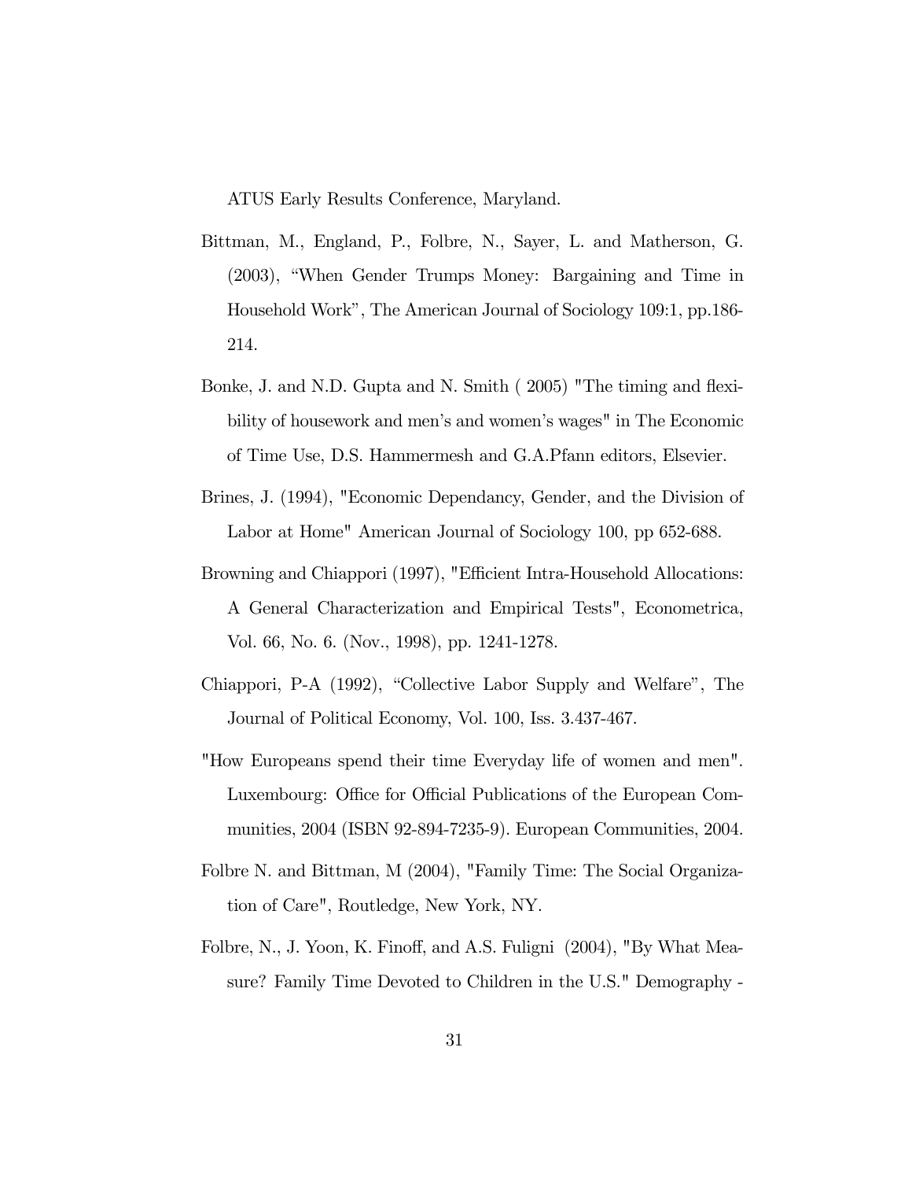ATUS Early Results Conference, Maryland.

Bittman, M., England, P., Folbre, N., Sayer, L. and Matherson, G. (2003), "When Gender Trumps Money: Bargaining and Time in Household Work", The American Journal of Sociology 109:1, pp.186-214.

Bonke, J. and N.D. Gupta and N. Smith ( 2005) "The timing and flexibility of housework and men's and women's wages" in The Economic of Time Use, D.S. Hammermesh and G.A.Pfann editors, Elsevier.

Brines, J. (1994), "Economic Dependancy, Gender, and the Division of Labor at Home" American Journal of Sociology 100, pp 652-688.

Browning and Chiappori (1997), "Efficient Intra-Household Allocations: A General Characterization and Empirical Tests", Econometrica, Vol. 66, No. 6. (Nov., 1998), pp. 1241-1278.

Chiappori, P-A (1992), "Collective Labor Supply and Welfare", The Journal of Political Economy, Vol. 100, Iss. 3.437-467.

"How Europeans spend their time Everyday life of women and men". Luxembourg: Office for Official Publications of the European Communities, 2004 (ISBN 92-894-7235-9). European Communities, 2004.

Folbre N. and Bittman, M (2004), "Family Time: The Social Organization of Care", Routledge, New York, NY.

Folbre, N., J. Yoon, K. Finoff, and A.S. Fuligni (2004), "By What Measure? Family Time Devoted to Children in the U.S." Demography -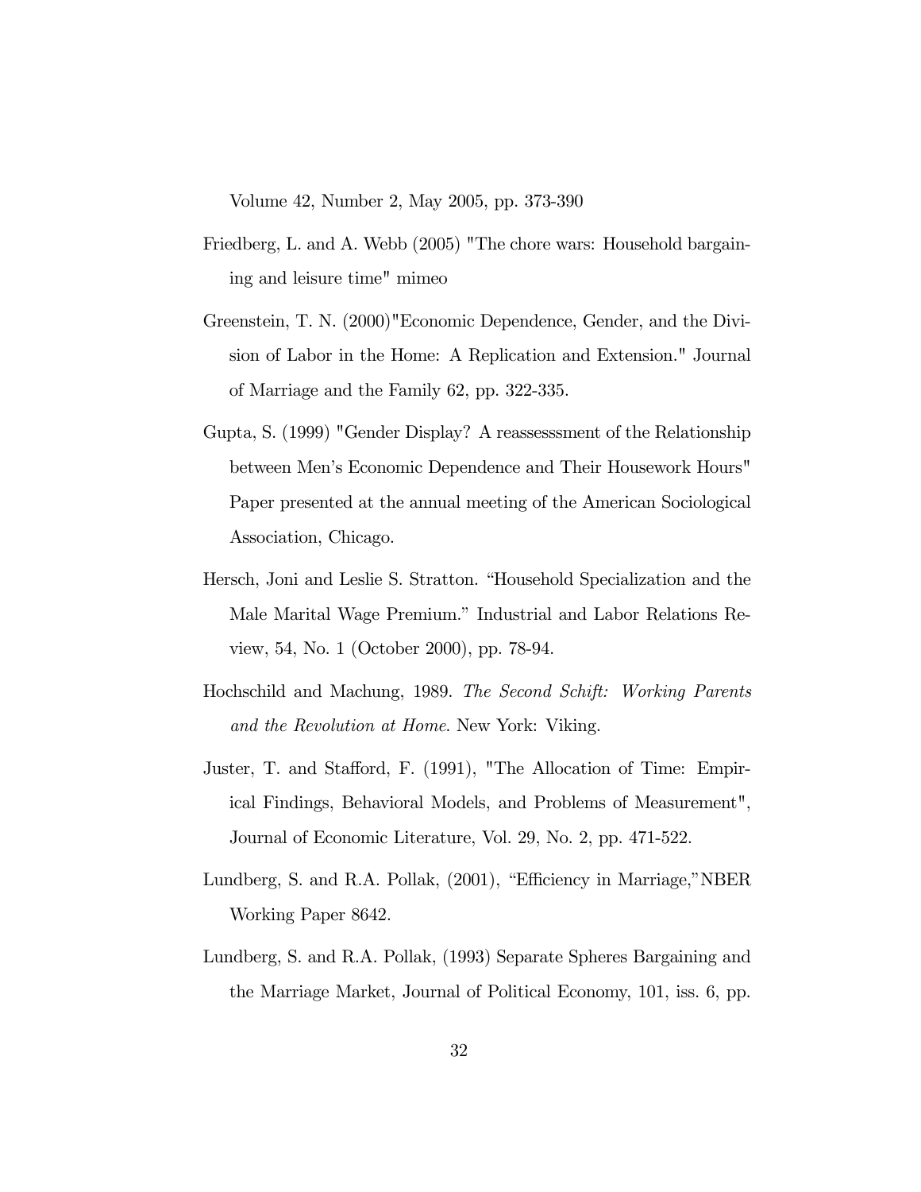Volume 42, Number 2, May 2005, pp. 373-390

Friedberg, L. and A. Webb (2005) "The chore wars: Household bargaining and leisure time" mimeo

Greenstein, T. N. (2000)"Economic Dependence, Gender, and the Division of Labor in the Home: A Replication and Extension." Journal of Marriage and the Family 62, pp. 322-335.

Gupta, S. (1999) "Gender Display? A reassesssment of the Relationship between Men's Economic Dependence and Their Housework Hours" Paper presented at the annual meeting of the American Sociological Association, Chicago.

Hersch, Joni and Leslie S. Stratton. "Household Specialization and the Male Marital Wage Premium." Industrial and Labor Relations Review, 54, No. 1 (October 2000), pp. 78-94.

Hochschild and Machung, 1989. *The Second Schift: Working Parents and the Revolution at Home*. New York: Viking.

Juster, T. and Stafford, F. (1991), "The Allocation of Time: Empirical Findings, Behavioral Models, and Problems of Measurement", Journal of Economic Literature, Vol. 29, No. 2, pp. 471-522.

Lundberg, S. and R.A. Pollak, (2001), "Efficiency in Marriage,"NBER Working Paper 8642.

Lundberg, S. and R.A. Pollak, (1993) Separate Spheres Bargaining and the Marriage Market, Journal of Political Economy, 101, iss. 6, pp.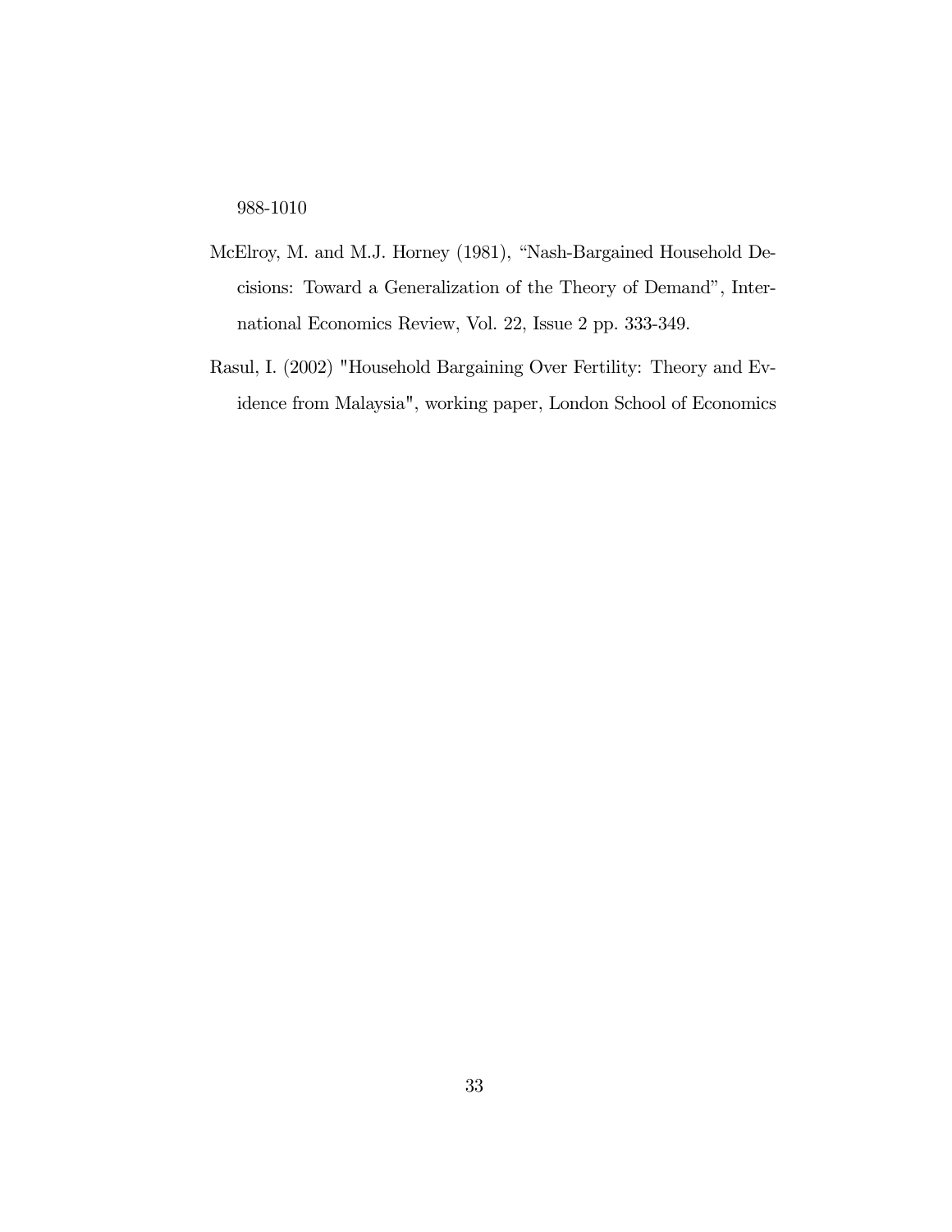988-1010

McElroy, M. and M.J. Horney (1981), "Nash-Bargained Household Decisions: Toward a Generalization of the Theory of Demand", International Economics Review, Vol. 22, Issue 2 pp. 333-349.

Rasul, I. (2002) "Household Bargaining Over Fertility: Theory and Evidence from Malaysia", working paper, London School of Economics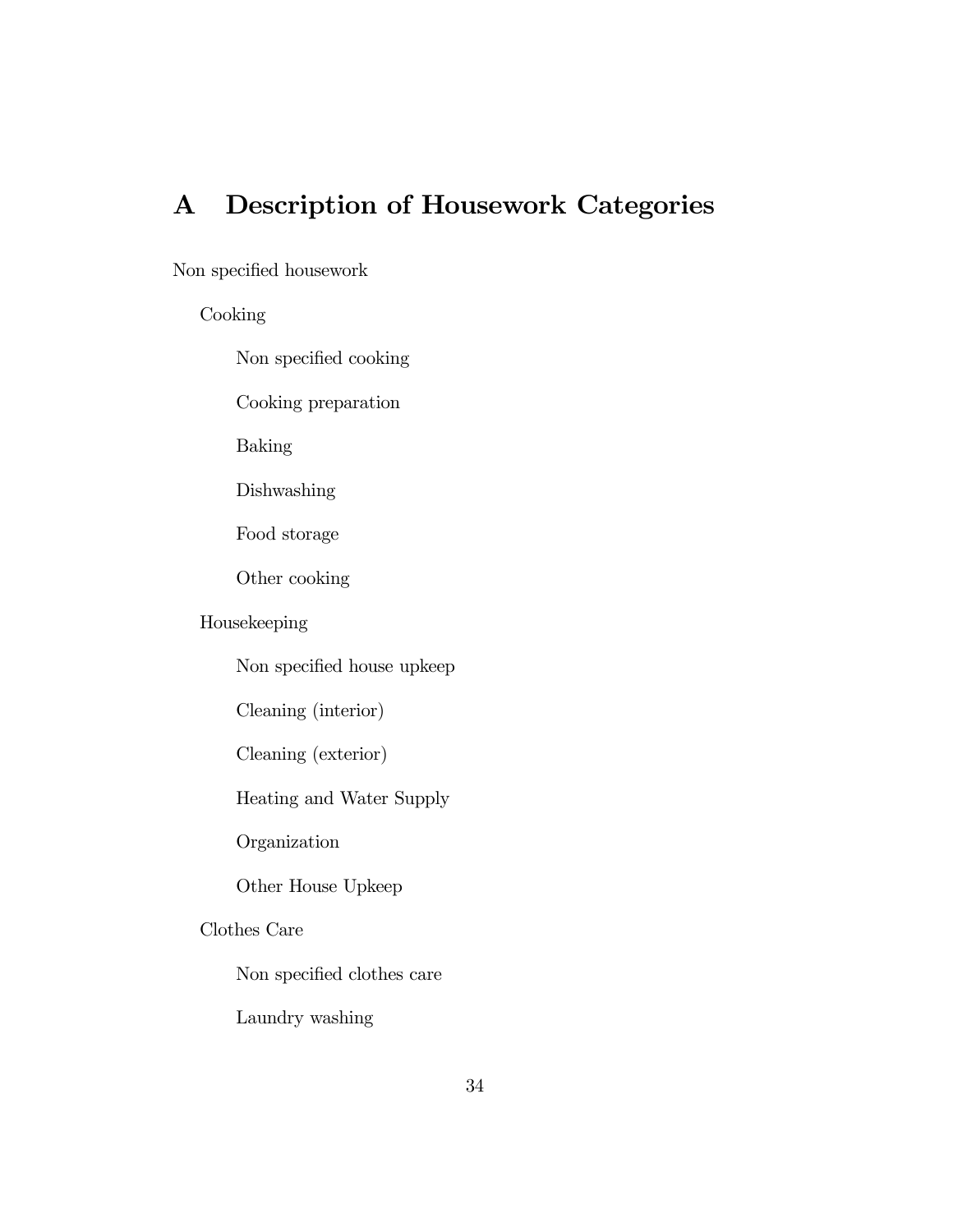# A Description of Housework Categories

Non specified housework

- Cooking
  - Non specified cooking
  - Cooking preparation
  - Baking
  - Dishwashing
  - Food storage
  - Other cooking
- Housekeeping
  - Non specified house upkeep
  - Cleaning (interior)
  - Cleaning (exterior)
  - Heating and Water Supply
  - Organization
  - Other House Upkeep
- Clothes Care
  - Non specified clothes care
  - Laundry washing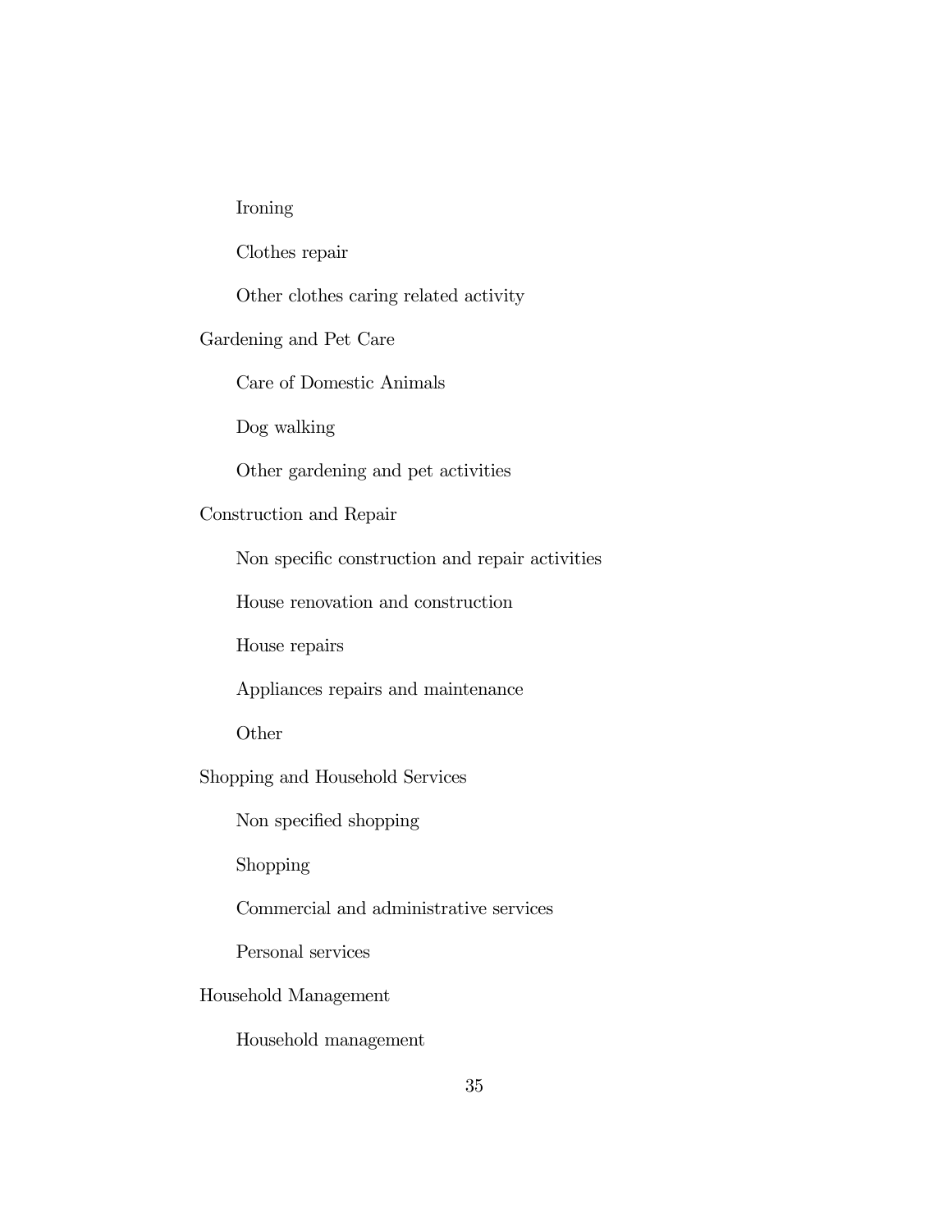- Ironing
- Clothes repair
- Other clothes caring related activity

Gardening and Pet Care

- Care of Domestic Animals
- Dog walking
- Other gardening and pet activities

Construction and Repair

- Non specific construction and repair activities
- House renovation and construction
- House repairs
- Appliances repairs and maintenance
- Other

Shopping and Household Services

- Non specified shopping
- Shopping
- Commercial and administrative services
- Personal services

Household Management

- Household management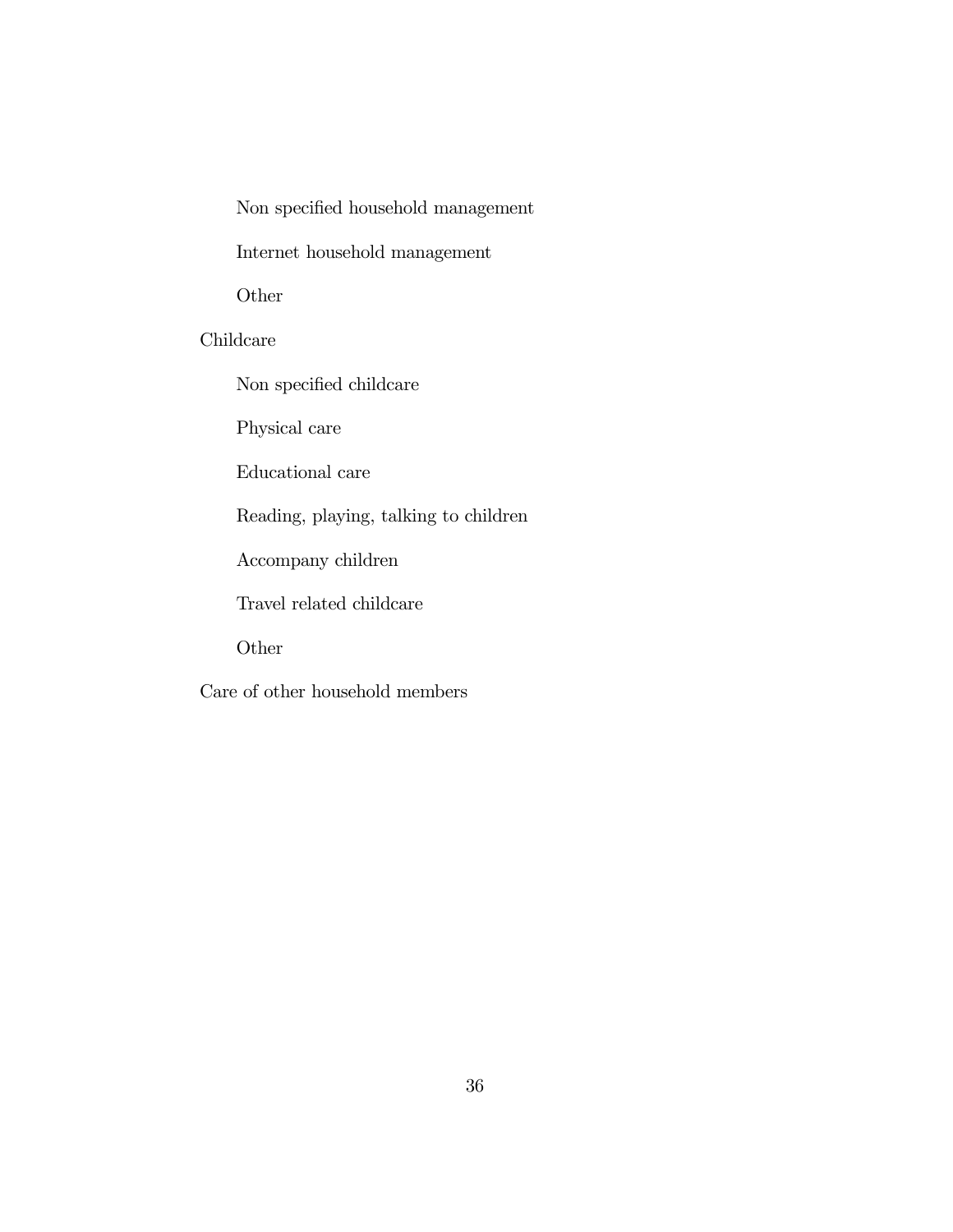- Non specified household management
  - Internet household management
  - Other
- Childcare
  - Non specified childcare
  - Physical care
  - Educational care
  - Reading, playing, talking to children
  - Accompany children
  - Travel related childcare
  - Other
- Care of other household members